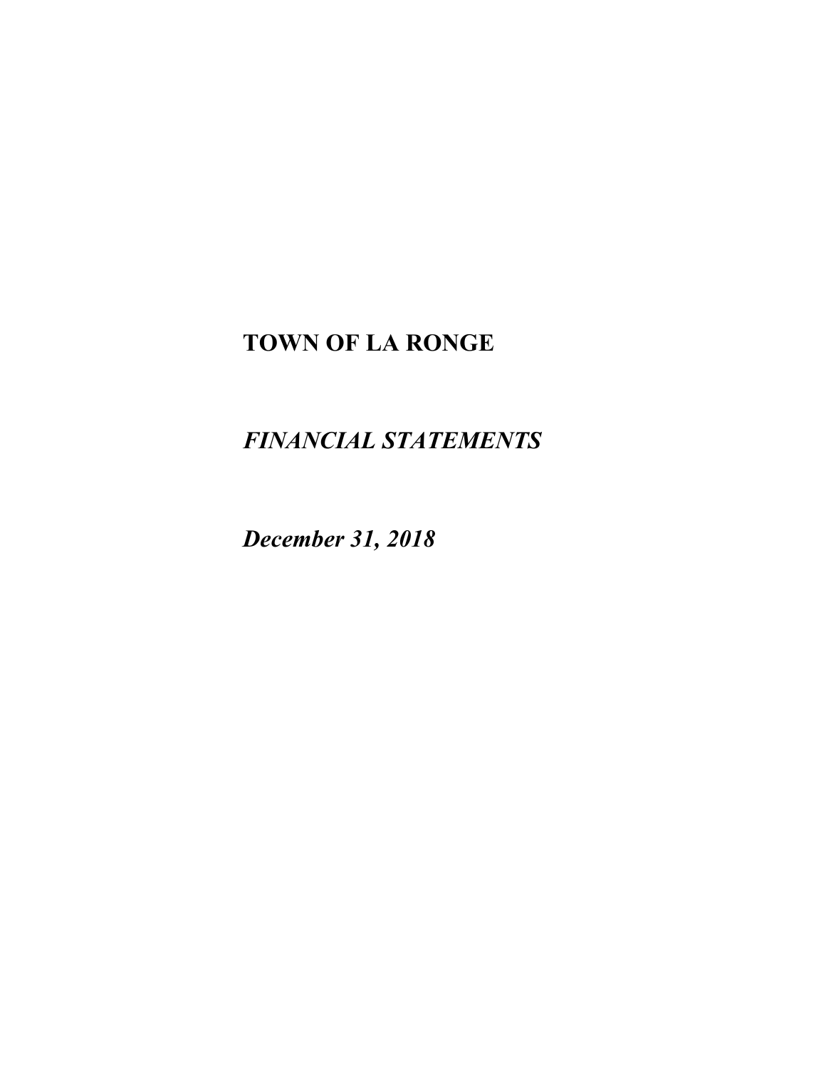# TOWN OF LA RONGE

***FINANCIAL STATEMENTS***

***December 31, 2018***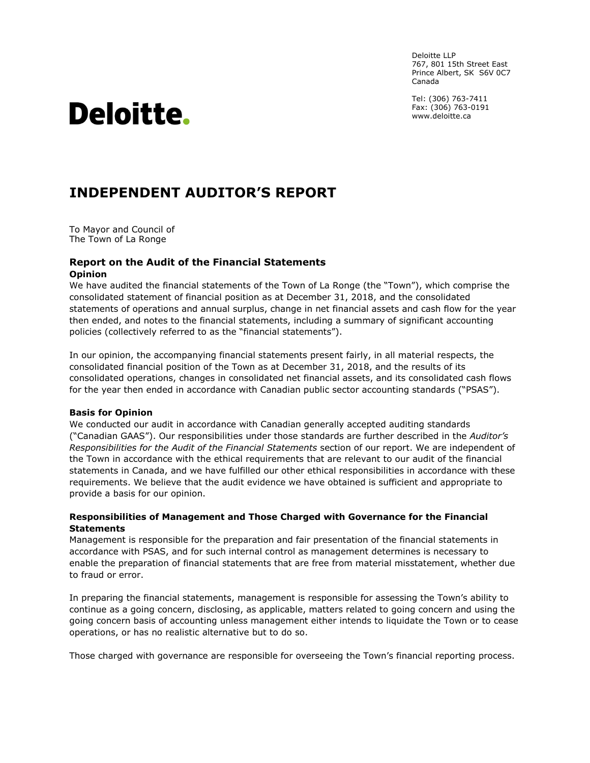Deloitte LLP
767, 801 15th Street East
Prince Albert, SK S6V 0C7
Canada

Tel: (306) 763-7411
Fax: (306) 763-0191
www.deloitte.ca

# INDEPENDENT AUDITOR'S REPORT

To Mayor and Council of
The Town of La Ronge

## Report on the Audit of the Financial Statements

**Opinion**

We have audited the financial statements of the Town of La Ronge (the "Town"), which comprise the consolidated statement of financial position as at December 31, 2018, and the consolidated statements of operations and annual surplus, change in net financial assets and cash flow for the year then ended, and notes to the financial statements, including a summary of significant accounting policies (collectively referred to as the "financial statements").

In our opinion, the accompanying financial statements present fairly, in all material respects, the consolidated financial position of the Town as at December 31, 2018, and the results of its consolidated operations, changes in consolidated net financial assets, and its consolidated cash flows for the year then ended in accordance with Canadian public sector accounting standards ("PSAS").

**Basis for Opinion**

We conducted our audit in accordance with Canadian generally accepted auditing standards ("Canadian GAAS"). Our responsibilities under those standards are further described in the *Auditor's Responsibilities for the Audit of the Financial Statements* section of our report. We are independent of the Town in accordance with the ethical requirements that are relevant to our audit of the financial statements in Canada, and we have fulfilled our other ethical responsibilities in accordance with these requirements. We believe that the audit evidence we have obtained is sufficient and appropriate to provide a basis for our opinion.

**Responsibilities of Management and Those Charged with Governance for the Financial Statements**

Management is responsible for the preparation and fair presentation of the financial statements in accordance with PSAS, and for such internal control as management determines is necessary to enable the preparation of financial statements that are free from material misstatement, whether due to fraud or error.

In preparing the financial statements, management is responsible for assessing the Town's ability to continue as a going concern, disclosing, as applicable, matters related to going concern and using the going concern basis of accounting unless management either intends to liquidate the Town or to cease operations, or has no realistic alternative but to do so.

Those charged with governance are responsible for overseeing the Town's financial reporting process.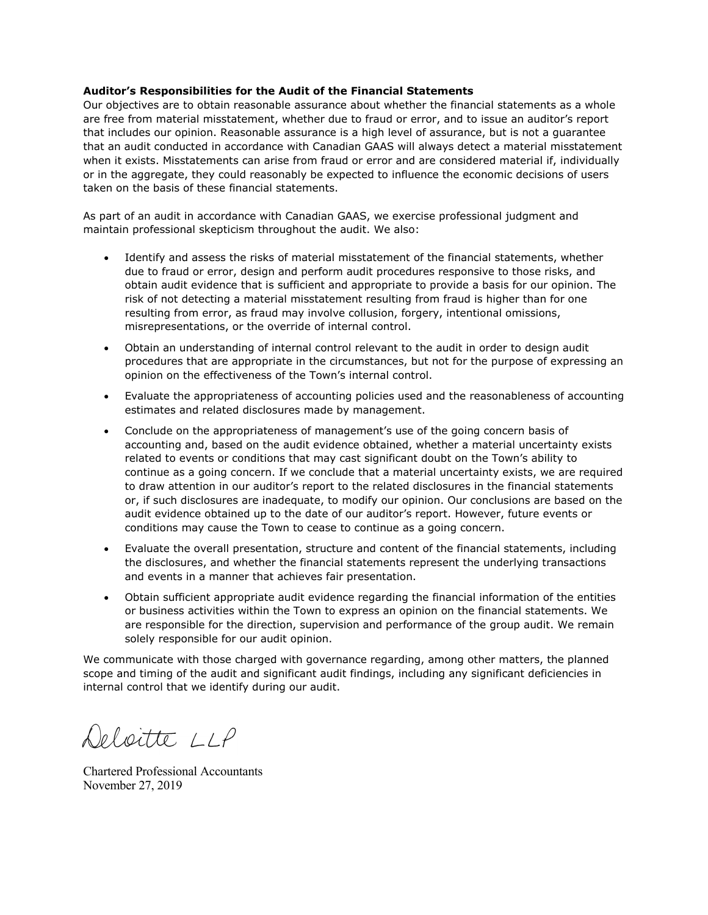**Auditor's Responsibilities for the Audit of the Financial Statements**
Our objectives are to obtain reasonable assurance about whether the financial statements as a whole are free from material misstatement, whether due to fraud or error, and to issue an auditor's report that includes our opinion. Reasonable assurance is a high level of assurance, but is not a guarantee that an audit conducted in accordance with Canadian GAAS will always detect a material misstatement when it exists. Misstatements can arise from fraud or error and are considered material if, individually or in the aggregate, they could reasonably be expected to influence the economic decisions of users taken on the basis of these financial statements.

As part of an audit in accordance with Canadian GAAS, we exercise professional judgment and maintain professional skepticism throughout the audit. We also:

- Identify and assess the risks of material misstatement of the financial statements, whether due to fraud or error, design and perform audit procedures responsive to those risks, and obtain audit evidence that is sufficient and appropriate to provide a basis for our opinion. The risk of not detecting a material misstatement resulting from fraud is higher than for one resulting from error, as fraud may involve collusion, forgery, intentional omissions, misrepresentations, or the override of internal control.
- Obtain an understanding of internal control relevant to the audit in order to design audit procedures that are appropriate in the circumstances, but not for the purpose of expressing an opinion on the effectiveness of the Town's internal control.
- Evaluate the appropriateness of accounting policies used and the reasonableness of accounting estimates and related disclosures made by management.
- Conclude on the appropriateness of management's use of the going concern basis of accounting and, based on the audit evidence obtained, whether a material uncertainty exists related to events or conditions that may cast significant doubt on the Town's ability to continue as a going concern. If we conclude that a material uncertainty exists, we are required to draw attention in our auditor's report to the related disclosures in the financial statements or, if such disclosures are inadequate, to modify our opinion. Our conclusions are based on the audit evidence obtained up to the date of our auditor's report. However, future events or conditions may cause the Town to cease to continue as a going concern.
- Evaluate the overall presentation, structure and content of the financial statements, including the disclosures, and whether the financial statements represent the underlying transactions and events in a manner that achieves fair presentation.
- Obtain sufficient appropriate audit evidence regarding the financial information of the entities or business activities within the Town to express an opinion on the financial statements. We are responsible for the direction, supervision and performance of the group audit. We remain solely responsible for our audit opinion.

We communicate with those charged with governance regarding, among other matters, the planned scope and timing of the audit and significant audit findings, including any significant deficiencies in internal control that we identify during our audit.

Deloitte LLP

Chartered Professional Accountants
November 27, 2019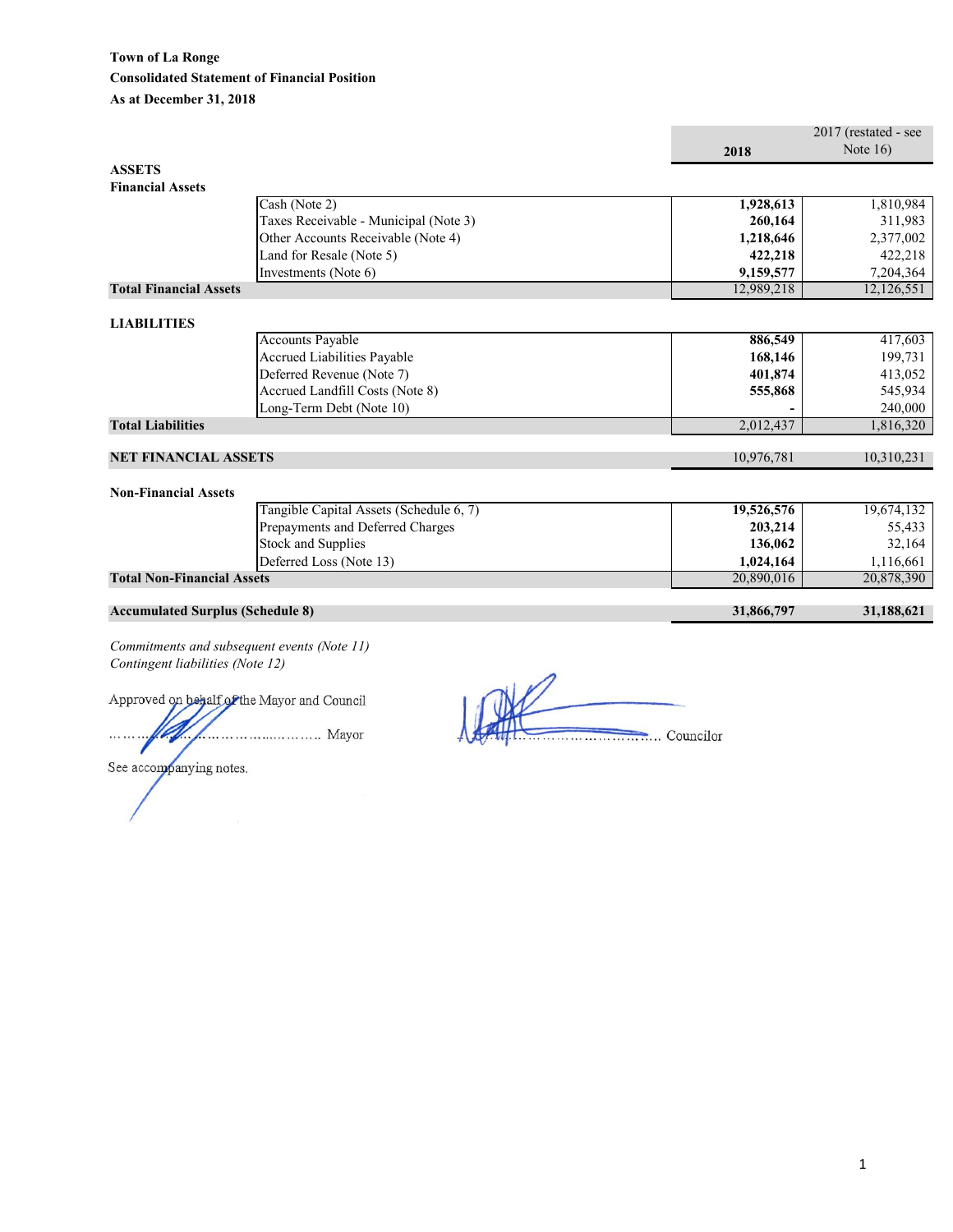**Town of La Ronge**
**Consolidated Statement of Financial Position**
**As at December 31, 2018**

| | 2018 | 2017 (restated - see Note 16) |
|---|---|---|
| **ASSETS** | | |
| **Financial Assets** | | |
| Cash (Note 2) | **1,928,613** | 1,810,984 |
| Taxes Receivable - Municipal (Note 3) | **260,164** | 311,983 |
| Other Accounts Receivable (Note 4) | **1,218,646** | 2,377,002 |
| Land for Resale (Note 5) | **422,218** | 422,218 |
| Investments (Note 6) | **9,159,577** | 7,204,364 |
| **Total Financial Assets** | 12,989,218 | 12,126,551 |
| **LIABILITIES** | | |
| Accounts Payable | **886,549** | 417,603 |
| Accrued Liabilities Payable | **168,146** | 199,731 |
| Deferred Revenue (Note 7) | **401,874** | 413,052 |
| Accrued Landfill Costs (Note 8) | **555,868** | 545,934 |
| Long-Term Debt (Note 10) | **-** | 240,000 |
| **Total Liabilities** | 2,012,437 | 1,816,320 |
| **NET FINANCIAL ASSETS** | 10,976,781 | 10,310,231 |
| **Non-Financial Assets** | | |
| Tangible Capital Assets (Schedule 6, 7) | **19,526,576** | 19,674,132 |
| Prepayments and Deferred Charges | **203,214** | 55,433 |
| Stock and Supplies | **136,062** | 32,164 |
| Deferred Loss (Note 13) | **1,024,164** | 1,116,661 |
| **Total Non-Financial Assets** | 20,890,016 | 20,878,390 |
| **Accumulated Surplus (Schedule 8)** | **31,866,797** | **31,188,621** |

*Commitments and subsequent events (Note 11)*
*Contingent liabilities (Note 12)*

Approved on behalf of the Mayor and Council

……………………………………… Mayor ……………………………………… Councilor

See accompanying notes.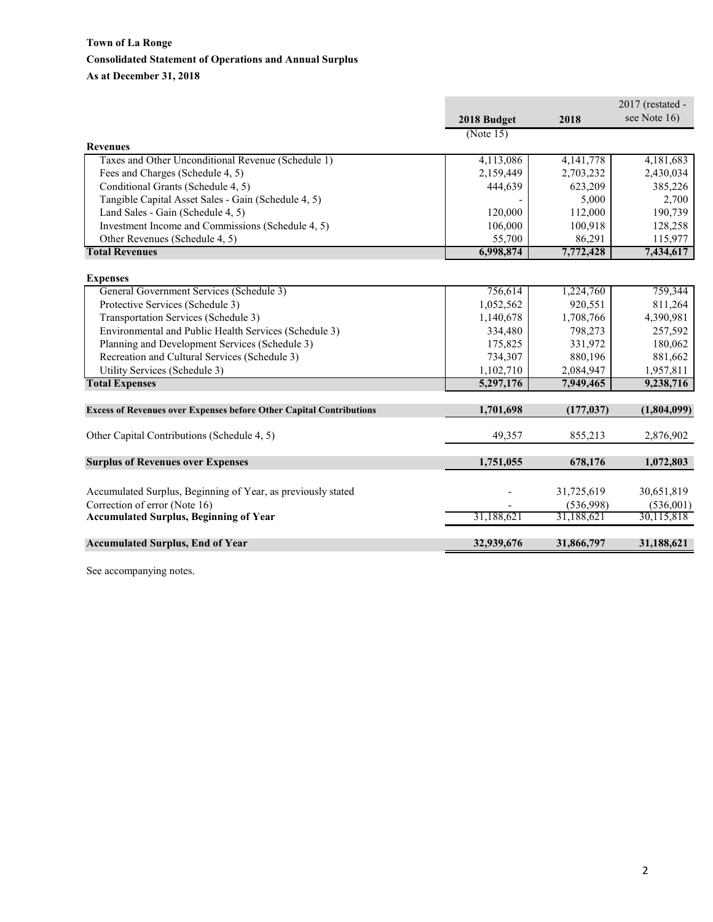**Town of La Ronge**

**Consolidated Statement of Operations and Annual Surplus**

**As at December 31, 2018**

| | 2018 Budget (Note 15) | 2018 | 2017 (restated - see Note 16) |
|---|---|---|---|
| **Revenues** | | | |
| Taxes and Other Unconditional Revenue (Schedule 1) | 4,113,086 | 4,141,778 | 4,181,683 |
| Fees and Charges (Schedule 4, 5) | 2,159,449 | 2,703,232 | 2,430,034 |
| Conditional Grants (Schedule 4, 5) | 444,639 | 623,209 | 385,226 |
| Tangible Capital Asset Sales - Gain (Schedule 4, 5) | - | 5,000 | 2,700 |
| Land Sales - Gain (Schedule 4, 5) | 120,000 | 112,000 | 190,739 |
| Investment Income and Commissions (Schedule 4, 5) | 106,000 | 100,918 | 128,258 |
| Other Revenues (Schedule 4, 5) | 55,700 | 86,291 | 115,977 |
| **Total Revenues** | **6,998,874** | **7,772,428** | **7,434,617** |
| **Expenses** | | | |
| General Government Services (Schedule 3) | 756,614 | 1,224,760 | 759,344 |
| Protective Services (Schedule 3) | 1,052,562 | 920,551 | 811,264 |
| Transportation Services (Schedule 3) | 1,140,678 | 1,708,766 | 4,390,981 |
| Environmental and Public Health Services (Schedule 3) | 334,480 | 798,273 | 257,592 |
| Planning and Development Services (Schedule 3) | 175,825 | 331,972 | 180,062 |
| Recreation and Cultural Services (Schedule 3) | 734,307 | 880,196 | 881,662 |
| Utility Services (Schedule 3) | 1,102,710 | 2,084,947 | 1,957,811 |
| **Total Expenses** | **5,297,176** | **7,949,465** | **9,238,716** |
| **Excess of Revenues over Expenses before Other Capital Contributions** | **1,701,698** | **(177,037)** | **(1,804,099)** |
| Other Capital Contributions (Schedule 4, 5) | 49,357 | 855,213 | 2,876,902 |
| **Surplus of Revenues over Expenses** | **1,751,055** | **678,176** | **1,072,803** |
| Accumulated Surplus, Beginning of Year, as previously stated | - | 31,725,619 | 30,651,819 |
| Correction of error (Note 16) | - | (536,998) | (536,001) |
| **Accumulated Surplus, Beginning of Year** | 31,188,621 | 31,188,621 | 30,115,818 |
| **Accumulated Surplus, End of Year** | **32,939,676** | **31,866,797** | **31,188,621** |

See accompanying notes.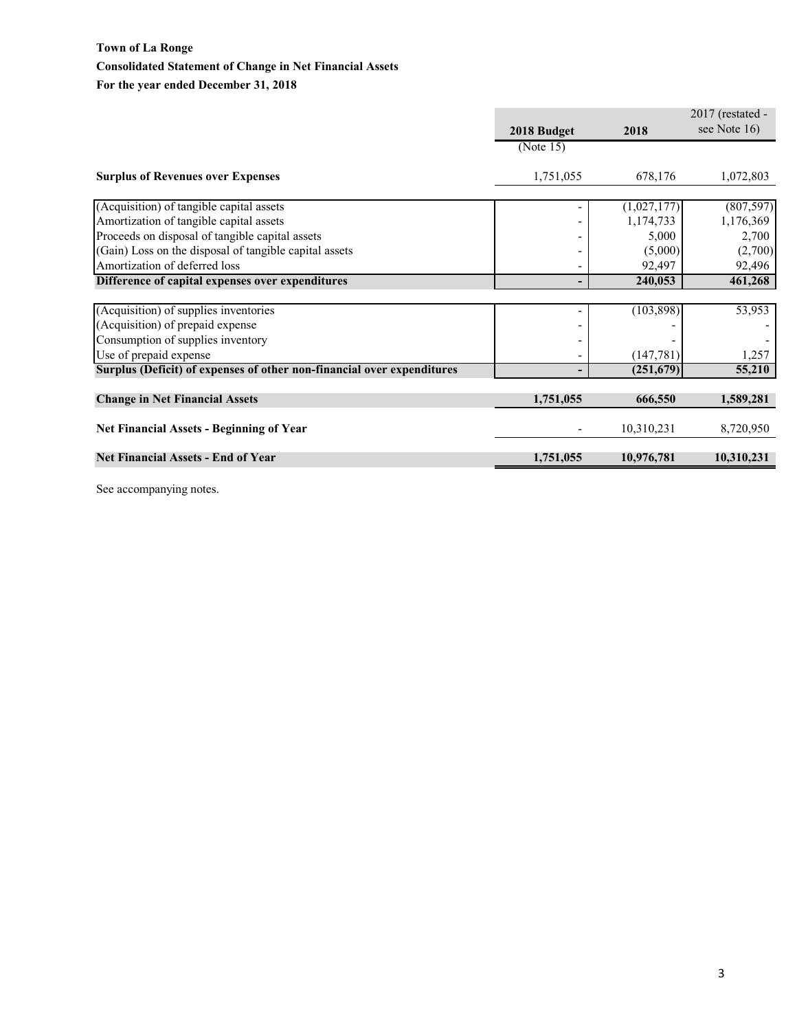**Town of La Ronge**

**Consolidated Statement of Change in Net Financial Assets**

**For the year ended December 31, 2018**

| | 2018 Budget (Note 15) | 2018 | 2017 (restated - see Note 16) |
|---|---|---|---|
| **Surplus of Revenues over Expenses** | 1,751,055 | 678,176 | 1,072,803 |
| (Acquisition) of tangible capital assets | - | (1,027,177) | (807,597) |
| Amortization of tangible capital assets | - | 1,174,733 | 1,176,369 |
| Proceeds on disposal of tangible capital assets | - | 5,000 | 2,700 |
| (Gain) Loss on the disposal of tangible capital assets | - | (5,000) | (2,700) |
| Amortization of deferred loss | - | 92,497 | 92,496 |
| **Difference of capital expenses over expenditures** | **-** | **240,053** | **461,268** |
| (Acquisition) of supplies inventories | - | (103,898) | 53,953 |
| (Acquisition) of prepaid expense | - | - | - |
| Consumption of supplies inventory | - | - | - |
| Use of prepaid expense | - | (147,781) | 1,257 |
| **Surplus (Deficit) of expenses of other non-financial over expenditures** | **-** | **(251,679)** | **55,210** |
| **Change in Net Financial Assets** | **1,751,055** | **666,550** | **1,589,281** |
| **Net Financial Assets - Beginning of Year** | - | 10,310,231 | 8,720,950 |
| **Net Financial Assets - End of Year** | **1,751,055** | **10,976,781** | **10,310,231** |

See accompanying notes.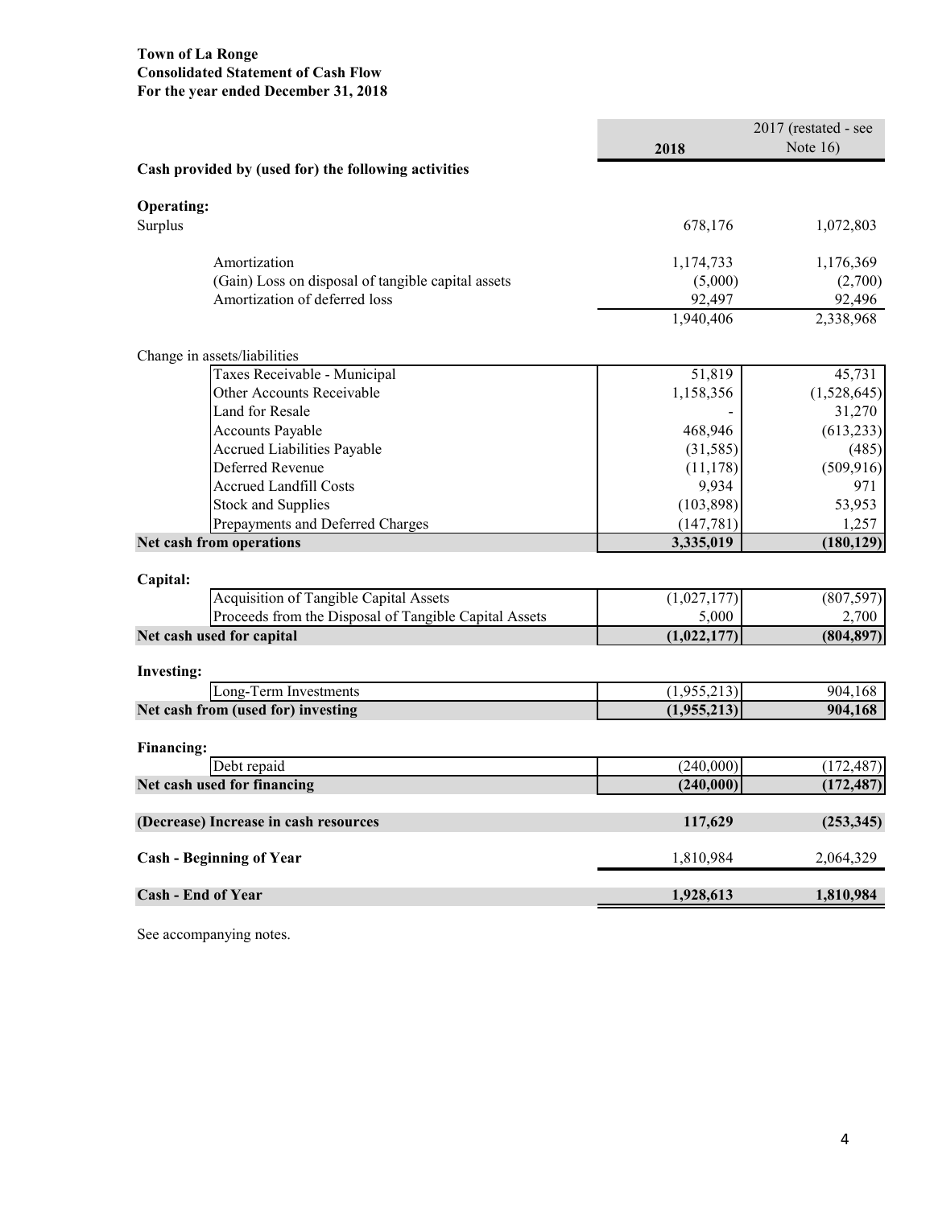**Town of La Ronge**
**Consolidated Statement of Cash Flow**
**For the year ended December 31, 2018**

| | 2018 | 2017 (restated - see Note 16) |
|---|---|---|
| **Cash provided by (used for) the following activities** | | |
| **Operating:** | | |
| Surplus | 678,176 | 1,072,803 |
| Amortization | 1,174,733 | 1,176,369 |
| (Gain) Loss on disposal of tangible capital assets | (5,000) | (2,700) |
| Amortization of deferred loss | 92,497 | 92,496 |
| | 1,940,406 | 2,338,968 |
| Change in assets/liabilities | | |
| Taxes Receivable - Municipal | 51,819 | 45,731 |
| Other Accounts Receivable | 1,158,356 | (1,528,645) |
| Land for Resale | - | 31,270 |
| Accounts Payable | 468,946 | (613,233) |
| Accrued Liabilities Payable | (31,585) | (485) |
| Deferred Revenue | (11,178) | (509,916) |
| Accrued Landfill Costs | 9,934 | 971 |
| Stock and Supplies | (103,898) | 53,953 |
| Prepayments and Deferred Charges | (147,781) | 1,257 |
| **Net cash from operations** | **3,335,019** | **(180,129)** |
| **Capital:** | | |
| Acquisition of Tangible Capital Assets | (1,027,177) | (807,597) |
| Proceeds from the Disposal of Tangible Capital Assets | 5,000 | 2,700 |
| **Net cash used for capital** | **(1,022,177)** | **(804,897)** |
| **Investing:** | | |
| Long-Term Investments | (1,955,213) | 904,168 |
| **Net cash from (used for) investing** | **(1,955,213)** | **904,168** |
| **Financing:** | | |
| Debt repaid | (240,000) | (172,487) |
| **Net cash used for financing** | **(240,000)** | **(172,487)** |
| **(Decrease) Increase in cash resources** | **117,629** | **(253,345)** |
| **Cash - Beginning of Year** | 1,810,984 | 2,064,329 |
| **Cash - End of Year** | **1,928,613** | **1,810,984** |

See accompanying notes.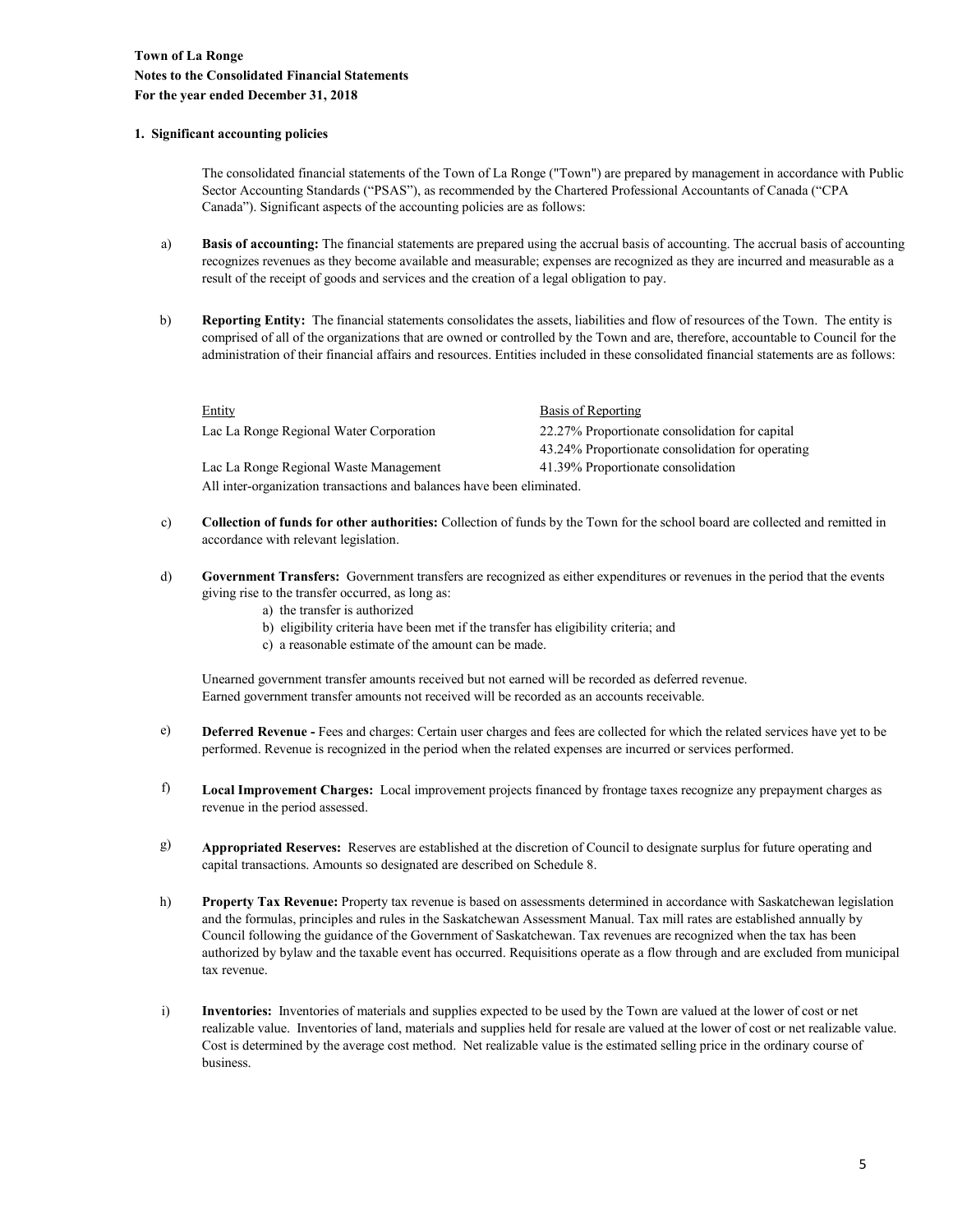**Town of La Ronge**
**Notes to the Consolidated Financial Statements**
**For the year ended December 31, 2018**

**1. Significant accounting policies**

The consolidated financial statements of the Town of La Ronge ("Town") are prepared by management in accordance with Public Sector Accounting Standards ("PSAS"), as recommended by the Chartered Professional Accountants of Canada ("CPA Canada"). Significant aspects of the accounting policies are as follows:

a) **Basis of accounting:** The financial statements are prepared using the accrual basis of accounting. The accrual basis of accounting recognizes revenues as they become available and measurable; expenses are recognized as they are incurred and measurable as a result of the receipt of goods and services and the creation of a legal obligation to pay.

b) **Reporting Entity:** The financial statements consolidates the assets, liabilities and flow of resources of the Town. The entity is comprised of all of the organizations that are owned or controlled by the Town and are, therefore, accountable to Council for the administration of their financial affairs and resources. Entities included in these consolidated financial statements are as follows:

| Entity | Basis of Reporting |
|---|---|
| Lac La Ronge Regional Water Corporation | 22.27% Proportionate consolidation for capital |
| | 43.24% Proportionate consolidation for operating |
| Lac La Ronge Regional Waste Management | 41.39% Proportionate consolidation |

All inter-organization transactions and balances have been eliminated.

c) **Collection of funds for other authorities:** Collection of funds by the Town for the school board are collected and remitted in accordance with relevant legislation.

d) **Government Transfers:** Government transfers are recognized as either expenditures or revenues in the period that the events giving rise to the transfer occurred, as long as:

   a) the transfer is authorized
   b) eligibility criteria have been met if the transfer has eligibility criteria; and
   c) a reasonable estimate of the amount can be made.

   Unearned government transfer amounts received but not earned will be recorded as deferred revenue.
   Earned government transfer amounts not received will be recorded as an accounts receivable.

e) **Deferred Revenue -** Fees and charges: Certain user charges and fees are collected for which the related services have yet to be performed. Revenue is recognized in the period when the related expenses are incurred or services performed.

f) **Local Improvement Charges:** Local improvement projects financed by frontage taxes recognize any prepayment charges as revenue in the period assessed.

g) **Appropriated Reserves:** Reserves are established at the discretion of Council to designate surplus for future operating and capital transactions. Amounts so designated are described on Schedule 8.

h) **Property Tax Revenue:** Property tax revenue is based on assessments determined in accordance with Saskatchewan legislation and the formulas, principles and rules in the Saskatchewan Assessment Manual. Tax mill rates are established annually by Council following the guidance of the Government of Saskatchewan. Tax revenues are recognized when the tax has been authorized by bylaw and the taxable event has occurred. Requisitions operate as a flow through and are excluded from municipal tax revenue.

i) **Inventories:** Inventories of materials and supplies expected to be used by the Town are valued at the lower of cost or net realizable value. Inventories of land, materials and supplies held for resale are valued at the lower of cost or net realizable value. Cost is determined by the average cost method. Net realizable value is the estimated selling price in the ordinary course of business.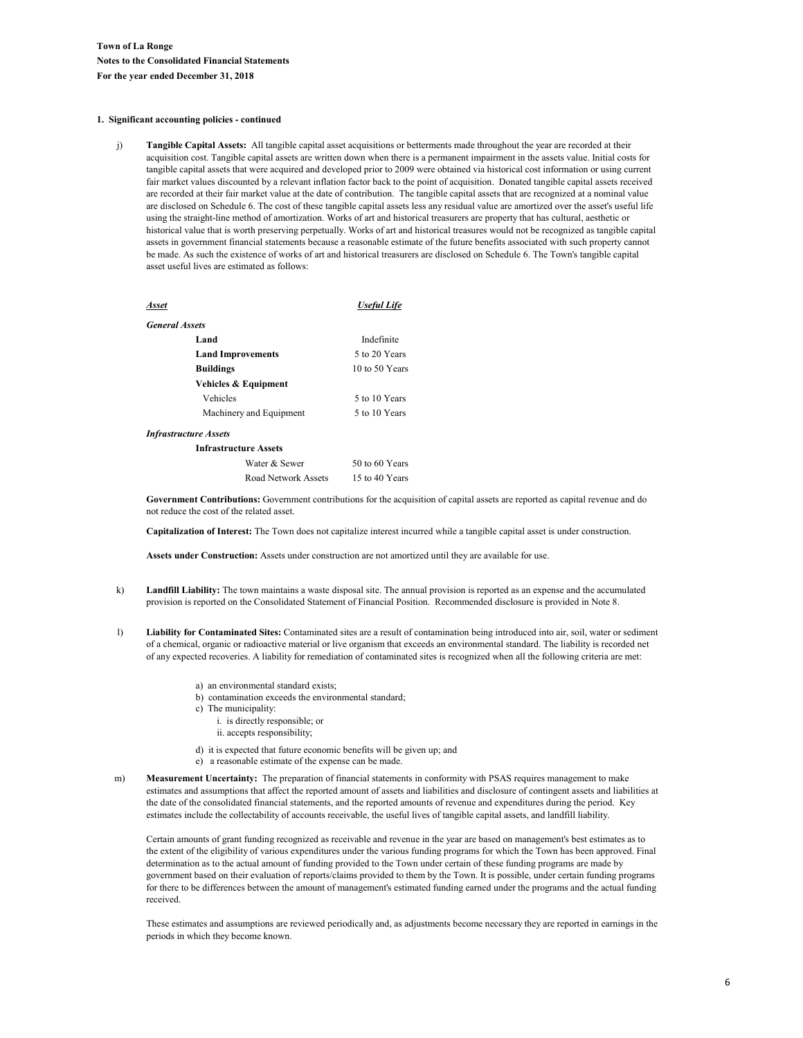**Town of La Ronge**
**Notes to the Consolidated Financial Statements**
**For the year ended December 31, 2018**

**1. Significant accounting policies - continued**

j) **Tangible Capital Assets:** All tangible capital asset acquisitions or betterments made throughout the year are recorded at their acquisition cost. Tangible capital assets are written down when there is a permanent impairment in the assets value. Initial costs for tangible capital assets that were acquired and developed prior to 2009 were obtained via historical cost information or using current fair market values discounted by a relevant inflation factor back to the point of acquisition. Donated tangible capital assets received are recorded at their fair market value at the date of contribution. The tangible capital assets that are recognized at a nominal value are disclosed on Schedule 6. The cost of these tangible capital assets less any residual value are amortized over the asset's useful life using the straight-line method of amortization. Works of art and historical treasurers are property that has cultural, aesthetic or historical value that is worth preserving perpetually. Works of art and historical treasures would not be recognized as tangible capital assets in government financial statements because a reasonable estimate of the future benefits associated with such property cannot be made. As such the existence of works of art and historical treasurers are disclosed on Schedule 6. The Town's tangible capital asset useful lives are estimated as follows:

| ***Asset*** | ***Useful Life*** |
|---|---|
| ***General Assets*** | |
| **Land** | Indefinite |
| **Land Improvements** | 5 to 20 Years |
| **Buildings** | 10 to 50 Years |
| **Vehicles & Equipment** | |
| Vehicles | 5 to 10 Years |
| Machinery and Equipment | 5 to 10 Years |
| ***Infrastructure Assets*** | |
| **Infrastructure Assets** | |
| Water & Sewer | 50 to 60 Years |
| Road Network Assets | 15 to 40 Years |

**Government Contributions:** Government contributions for the acquisition of capital assets are reported as capital revenue and do not reduce the cost of the related asset.

**Capitalization of Interest:** The Town does not capitalize interest incurred while a tangible capital asset is under construction.

**Assets under Construction:** Assets under construction are not amortized until they are available for use.

k) **Landfill Liability:** The town maintains a waste disposal site. The annual provision is reported as an expense and the accumulated provision is reported on the Consolidated Statement of Financial Position. Recommended disclosure is provided in Note 8.

l) **Liability for Contaminated Sites:** Contaminated sites are a result of contamination being introduced into air, soil, water or sediment of a chemical, organic or radioactive material or live organism that exceeds an environmental standard. The liability is recorded net of any expected recoveries. A liability for remediation of contaminated sites is recognized when all the following criteria are met:

- a) an environmental standard exists;
- b) contamination exceeds the environmental standard;
- c) The municipality:
  - i. is directly responsible; or
  - ii. accepts responsibility;
- d) it is expected that future economic benefits will be given up; and
- e) a reasonable estimate of the expense can be made.

m) **Measurement Uncertainty:** The preparation of financial statements in conformity with PSAS requires management to make estimates and assumptions that affect the reported amount of assets and liabilities and disclosure of contingent assets and liabilities at the date of the consolidated financial statements, and the reported amounts of revenue and expenditures during the period. Key estimates include the collectability of accounts receivable, the useful lives of tangible capital assets, and landfill liability.

Certain amounts of grant funding recognized as receivable and revenue in the year are based on management's best estimates as to the extent of the eligibility of various expenditures under the various funding programs for which the Town has been approved. Final determination as to the actual amount of funding provided to the Town under certain of these funding programs are made by government based on their evaluation of reports/claims provided to them by the Town. It is possible, under certain funding programs for there to be differences between the amount of management's estimated funding earned under the programs and the actual funding received.

These estimates and assumptions are reviewed periodically and, as adjustments become necessary they are reported in earnings in the periods in which they become known.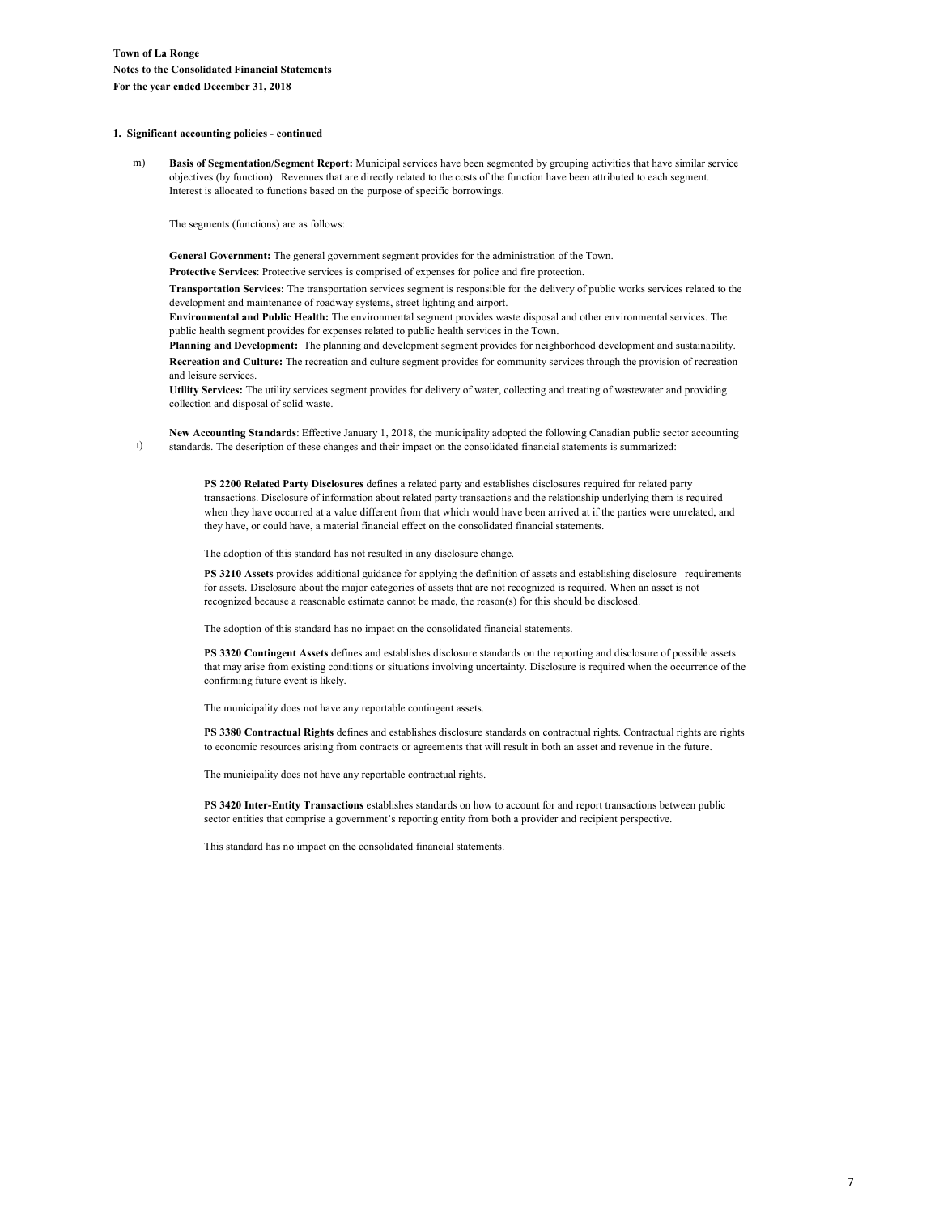**Town of La Ronge**
**Notes to the Consolidated Financial Statements**
**For the year ended December 31, 2018**

**1. Significant accounting policies - continued**

m) **Basis of Segmentation/Segment Report:** Municipal services have been segmented by grouping activities that have similar service objectives (by function). Revenues that are directly related to the costs of the function have been attributed to each segment. Interest is allocated to functions based on the purpose of specific borrowings.

The segments (functions) are as follows:

**General Government:** The general government segment provides for the administration of the Town.

**Protective Services**: Protective services is comprised of expenses for police and fire protection.

**Transportation Services:** The transportation services segment is responsible for the delivery of public works services related to the development and maintenance of roadway systems, street lighting and airport.

**Environmental and Public Health:** The environmental segment provides waste disposal and other environmental services. The public health segment provides for expenses related to public health services in the Town.

**Planning and Development:** The planning and development segment provides for neighborhood development and sustainability.

**Recreation and Culture:** The recreation and culture segment provides for community services through the provision of recreation and leisure services.

**Utility Services:** The utility services segment provides for delivery of water, collecting and treating of wastewater and providing collection and disposal of solid waste.

t) **New Accounting Standards**: Effective January 1, 2018, the municipality adopted the following Canadian public sector accounting standards. The description of these changes and their impact on the consolidated financial statements is summarized:

**PS 2200 Related Party Disclosures** defines a related party and establishes disclosures required for related party transactions. Disclosure of information about related party transactions and the relationship underlying them is required when they have occurred at a value different from that which would have been arrived at if the parties were unrelated, and they have, or could have, a material financial effect on the consolidated financial statements.

The adoption of this standard has not resulted in any disclosure change.

**PS 3210 Assets** provides additional guidance for applying the definition of assets and establishing disclosure requirements for assets. Disclosure about the major categories of assets that are not recognized is required. When an asset is not recognized because a reasonable estimate cannot be made, the reason(s) for this should be disclosed.

The adoption of this standard has no impact on the consolidated financial statements.

**PS 3320 Contingent Assets** defines and establishes disclosure standards on the reporting and disclosure of possible assets that may arise from existing conditions or situations involving uncertainty. Disclosure is required when the occurrence of the confirming future event is likely.

The municipality does not have any reportable contingent assets.

**PS 3380 Contractual Rights** defines and establishes disclosure standards on contractual rights. Contractual rights are rights to economic resources arising from contracts or agreements that will result in both an asset and revenue in the future.

The municipality does not have any reportable contractual rights.

**PS 3420 Inter-Entity Transactions** establishes standards on how to account for and report transactions between public sector entities that comprise a government's reporting entity from both a provider and recipient perspective.

This standard has no impact on the consolidated financial statements.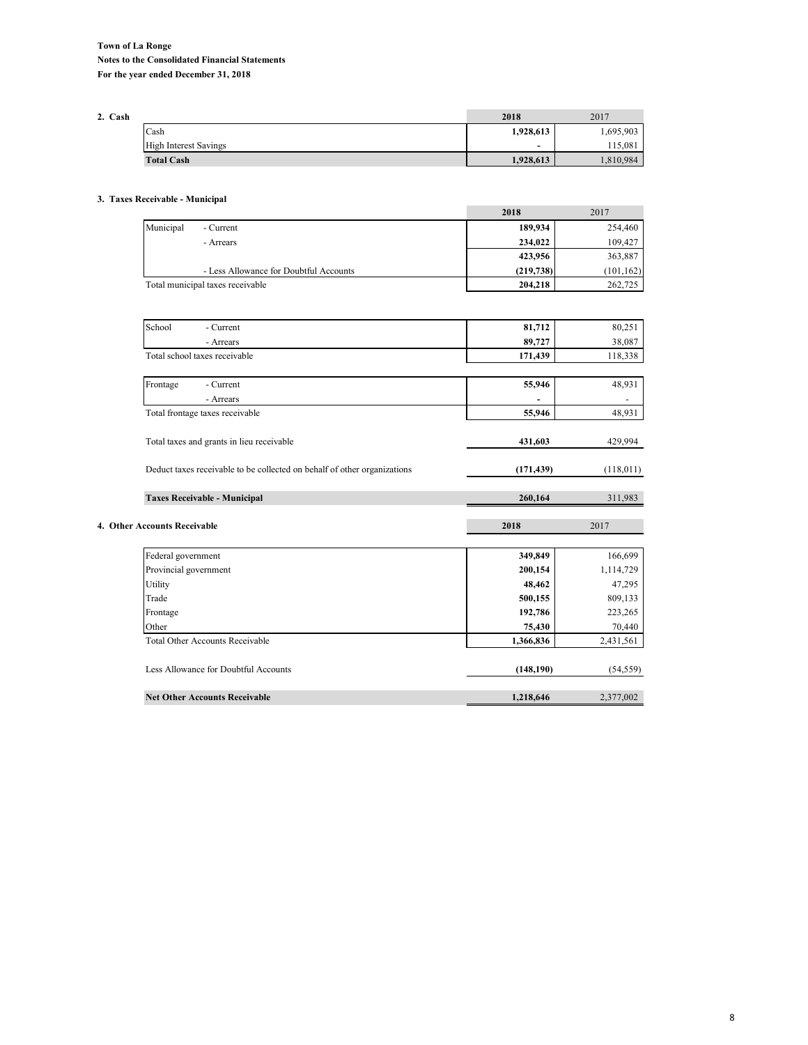**Town of La Ronge**
**Notes to the Consolidated Financial Statements**
**For the year ended December 31, 2018**

## 2. Cash

| | 2018 | 2017 |
|---|---|---|
| Cash | 1,928,613 | 1,695,903 |
| High Interest Savings | - | 115,081 |
| **Total Cash** | **1,928,613** | 1,810,984 |

## 3. Taxes Receivable - Municipal

| | | 2018 | 2017 |
|---|---|---|---|
| Municipal | - Current | 189,934 | 254,460 |
| | - Arrears | 234,022 | 109,427 |
| | | 423,956 | 363,887 |
| | - Less Allowance for Doubtful Accounts | (219,738) | (101,162) |
| Total municipal taxes receivable | | 204,218 | 262,725 |
| | | | |
| School | - Current | 81,712 | 80,251 |
| | - Arrears | 89,727 | 38,087 |
| Total school taxes receivable | | 171,439 | 118,338 |
| | | | |
| Frontage | - Current | 55,946 | 48,931 |
| | - Arrears | - | - |
| Total frontage taxes receivable | | 55,946 | 48,931 |
| | | | |
| Total taxes and grants in lieu receivable | | 431,603 | 429,994 |
| | | | |
| Deduct taxes receivable to be collected on behalf of other organizations | | (171,439) | (118,011) |
| | | | |
| **Taxes Receivable - Municipal** | | **260,164** | 311,983 |

## 4. Other Accounts Receivable

| | 2018 | 2017 |
|---|---|---|
| Federal government | 349,849 | 166,699 |
| Provincial government | 200,154 | 1,114,729 |
| Utility | 48,462 | 47,295 |
| Trade | 500,155 | 809,133 |
| Frontage | 192,786 | 223,265 |
| Other | 75,430 | 70,440 |
| Total Other Accounts Receivable | 1,366,836 | 2,431,561 |
| | | |
| Less Allowance for Doubtful Accounts | (148,190) | (54,559) |
| | | |
| **Net Other Accounts Receivable** | **1,218,646** | 2,377,002 |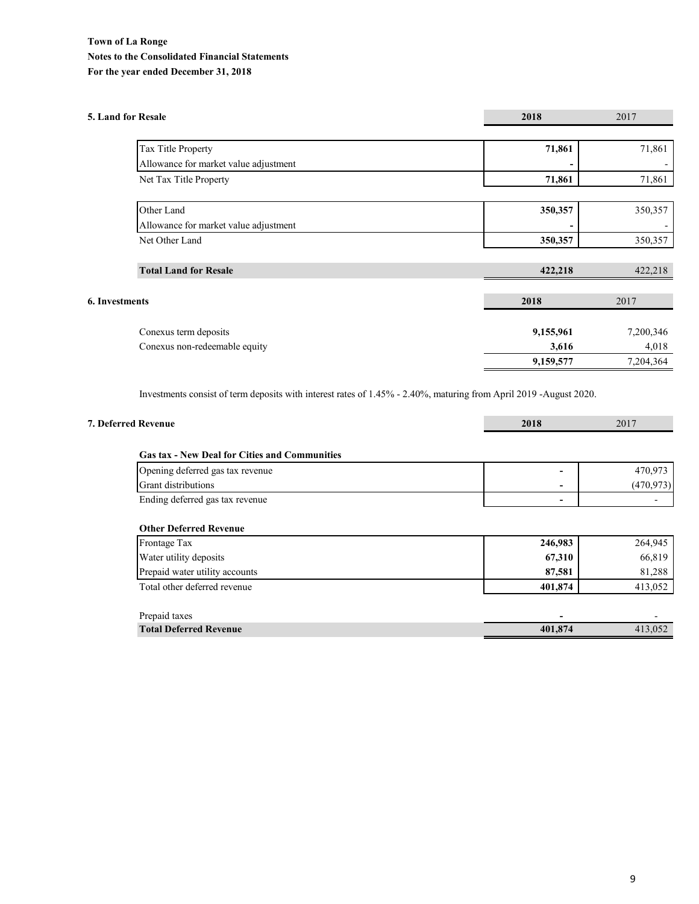**Town of La Ronge**

**Notes to the Consolidated Financial Statements**

**For the year ended December 31, 2018**

### 5. Land for Resale

| | 2018 | 2017 |
|---|---|---|
| Tax Title Property | **71,861** | 71,861 |
| Allowance for market value adjustment | **-** | - |
| Net Tax Title Property | **71,861** | 71,861 |
| | | |
| Other Land | **350,357** | 350,357 |
| Allowance for market value adjustment | **-** | - |
| Net Other Land | **350,357** | 350,357 |
| | | |
| **Total Land for Resale** | **422,218** | 422,218 |

### 6. Investments

| | 2018 | 2017 |
|---|---|---|
| Conexus term deposits | **9,155,961** | 7,200,346 |
| Conexus non-redeemable equity | **3,616** | 4,018 |
| | **9,159,577** | 7,204,364 |

Investments consist of term deposits with interest rates of 1.45% - 2.40%, maturing from April 2019 -August 2020.

### 7. Deferred Revenue

| | 2018 | 2017 |
|---|---|---|
| **Gas tax - New Deal for Cities and Communities** | | |
| Opening deferred gas tax revenue | **-** | 470,973 |
| Grant distributions | **-** | (470,973) |
| Ending deferred gas tax revenue | **-** | - |
| | | |
| **Other Deferred Revenue** | | |
| Frontage Tax | **246,983** | 264,945 |
| Water utility deposits | **67,310** | 66,819 |
| Prepaid water utility accounts | **87,581** | 81,288 |
| Total other deferred revenue | **401,874** | 413,052 |
| | | |
| Prepaid taxes | **-** | - |
| **Total Deferred Revenue** | **401,874** | 413,052 |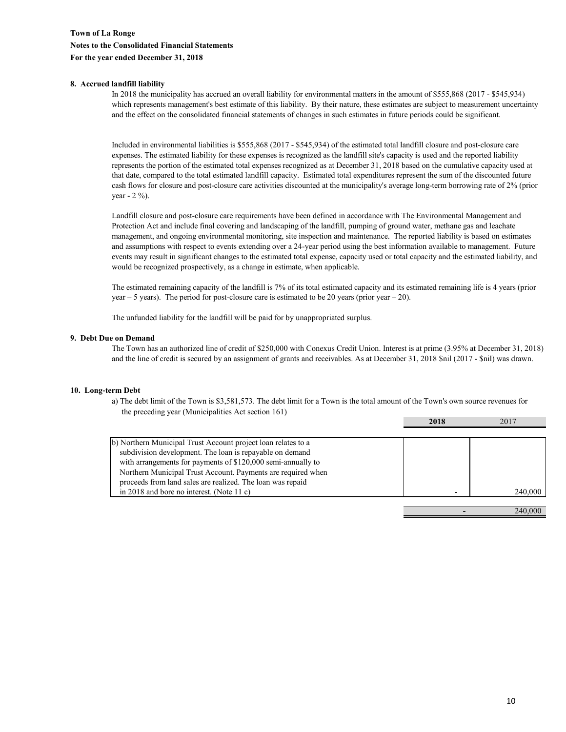**Town of La Ronge**

**Notes to the Consolidated Financial Statements**

**For the year ended December 31, 2018**

**8. Accrued landfill liability**

In 2018 the municipality has accrued an overall liability for environmental matters in the amount of $555,868 (2017 - $545,934) which represents management's best estimate of this liability. By their nature, these estimates are subject to measurement uncertainty and the effect on the consolidated financial statements of changes in such estimates in future periods could be significant.

Included in environmental liabilities is $555,868 (2017 - $545,934) of the estimated total landfill closure and post-closure care expenses. The estimated liability for these expenses is recognized as the landfill site's capacity is used and the reported liability represents the portion of the estimated total expenses recognized as at December 31, 2018 based on the cumulative capacity used at that date, compared to the total estimated landfill capacity. Estimated total expenditures represent the sum of the discounted future cash flows for closure and post-closure care activities discounted at the municipality's average long-term borrowing rate of 2% (prior year - 2 %).

Landfill closure and post-closure care requirements have been defined in accordance with The Environmental Management and Protection Act and include final covering and landscaping of the landfill, pumping of ground water, methane gas and leachate management, and ongoing environmental monitoring, site inspection and maintenance. The reported liability is based on estimates and assumptions with respect to events extending over a 24-year period using the best information available to management. Future events may result in significant changes to the estimated total expense, capacity used or total capacity and the estimated liability, and would be recognized prospectively, as a change in estimate, when applicable.

The estimated remaining capacity of the landfill is 7% of its total estimated capacity and its estimated remaining life is 4 years (prior year – 5 years). The period for post-closure care is estimated to be 20 years (prior year – 20).

The unfunded liability for the landfill will be paid for by unappropriated surplus.

**9. Debt Due on Demand**

The Town has an authorized line of credit of $250,000 with Conexus Credit Union. Interest is at prime (3.95% at December 31, 2018) and the line of credit is secured by an assignment of grants and receivables. As at December 31, 2018 $nil (2017 - $nil) was drawn.

**10. Long-term Debt**

a) The debt limit of the Town is $3,581,573. The debt limit for a Town is the total amount of the Town's own source revenues for the preceding year (Municipalities Act section 161)

| | **2018** | 2017 |
|---|---|---|
| b) Northern Municipal Trust Account project loan relates to a subdivision development. The loan is repayable on demand with arrangements for payments of $120,000 semi-annually to Northern Municipal Trust Account. Payments are required when proceeds from land sales are realized. The loan was repaid in 2018 and bore no interest. (Note 11 c) | - | 240,000 |
| | - | 240,000 |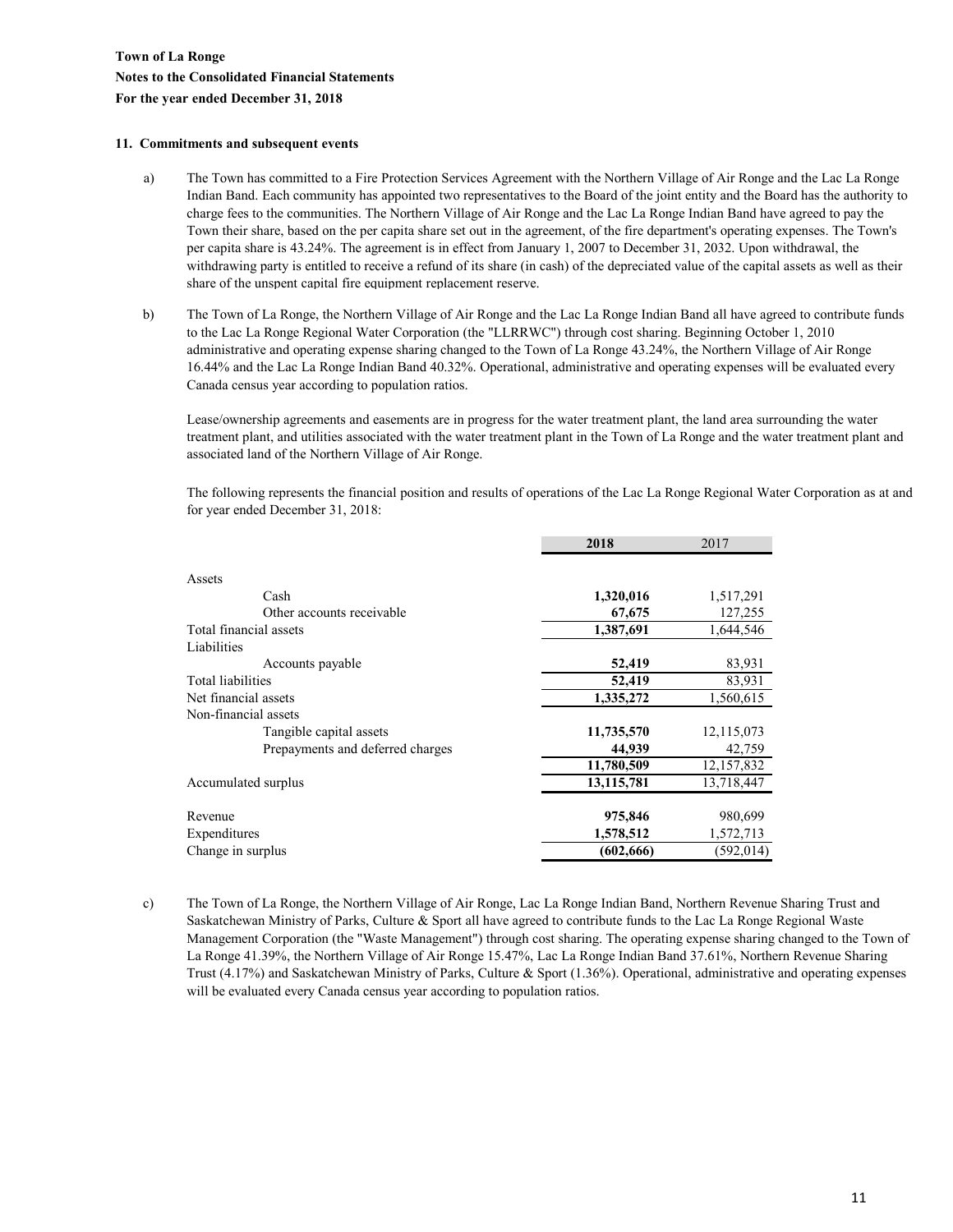**Town of La Ronge**

**Notes to the Consolidated Financial Statements**

**For the year ended December 31, 2018**

**11. Commitments and subsequent events**

a) The Town has committed to a Fire Protection Services Agreement with the Northern Village of Air Ronge and the Lac La Ronge Indian Band. Each community has appointed two representatives to the Board of the joint entity and the Board has the authority to charge fees to the communities. The Northern Village of Air Ronge and the Lac La Ronge Indian Band have agreed to pay the Town their share, based on the per capita share set out in the agreement, of the fire department's operating expenses. The Town's per capita share is 43.24%. The agreement is in effect from January 1, 2007 to December 31, 2032. Upon withdrawal, the withdrawing party is entitled to receive a refund of its share (in cash) of the depreciated value of the capital assets as well as their share of the unspent capital fire equipment replacement reserve.

b) The Town of La Ronge, the Northern Village of Air Ronge and the Lac La Ronge Indian Band all have agreed to contribute funds to the Lac La Ronge Regional Water Corporation (the "LLRRWC") through cost sharing. Beginning October 1, 2010 administrative and operating expense sharing changed to the Town of La Ronge 43.24%, the Northern Village of Air Ronge 16.44% and the Lac La Ronge Indian Band 40.32%. Operational, administrative and operating expenses will be evaluated every Canada census year according to population ratios.

Lease/ownership agreements and easements are in progress for the water treatment plant, the land area surrounding the water treatment plant, and utilities associated with the water treatment plant in the Town of La Ronge and the water treatment plant and associated land of the Northern Village of Air Ronge.

The following represents the financial position and results of operations of the Lac La Ronge Regional Water Corporation as at and for year ended December 31, 2018:

| | **2018** | 2017 |
|---|---|---|
| Assets | | |
| Cash | **1,320,016** | 1,517,291 |
| Other accounts receivable | **67,675** | 127,255 |
| Total financial assets | **1,387,691** | 1,644,546 |
| Liabilities | | |
| Accounts payable | **52,419** | 83,931 |
| Total liabilities | **52,419** | 83,931 |
| Net financial assets | **1,335,272** | 1,560,615 |
| Non-financial assets | | |
| Tangible capital assets | **11,735,570** | 12,115,073 |
| Prepayments and deferred charges | **44,939** | 42,759 |
| | **11,780,509** | 12,157,832 |
| Accumulated surplus | **13,115,781** | 13,718,447 |
| | | |
| Revenue | **975,846** | 980,699 |
| Expenditures | **1,578,512** | 1,572,713 |
| Change in surplus | **(602,666)** | (592,014) |

c) The Town of La Ronge, the Northern Village of Air Ronge, Lac La Ronge Indian Band, Northern Revenue Sharing Trust and Saskatchewan Ministry of Parks, Culture & Sport all have agreed to contribute funds to the Lac La Ronge Regional Waste Management Corporation (the "Waste Management") through cost sharing. The operating expense sharing changed to the Town of La Ronge 41.39%, the Northern Village of Air Ronge 15.47%, Lac La Ronge Indian Band 37.61%, Northern Revenue Sharing Trust (4.17%) and Saskatchewan Ministry of Parks, Culture & Sport (1.36%). Operational, administrative and operating expenses will be evaluated every Canada census year according to population ratios.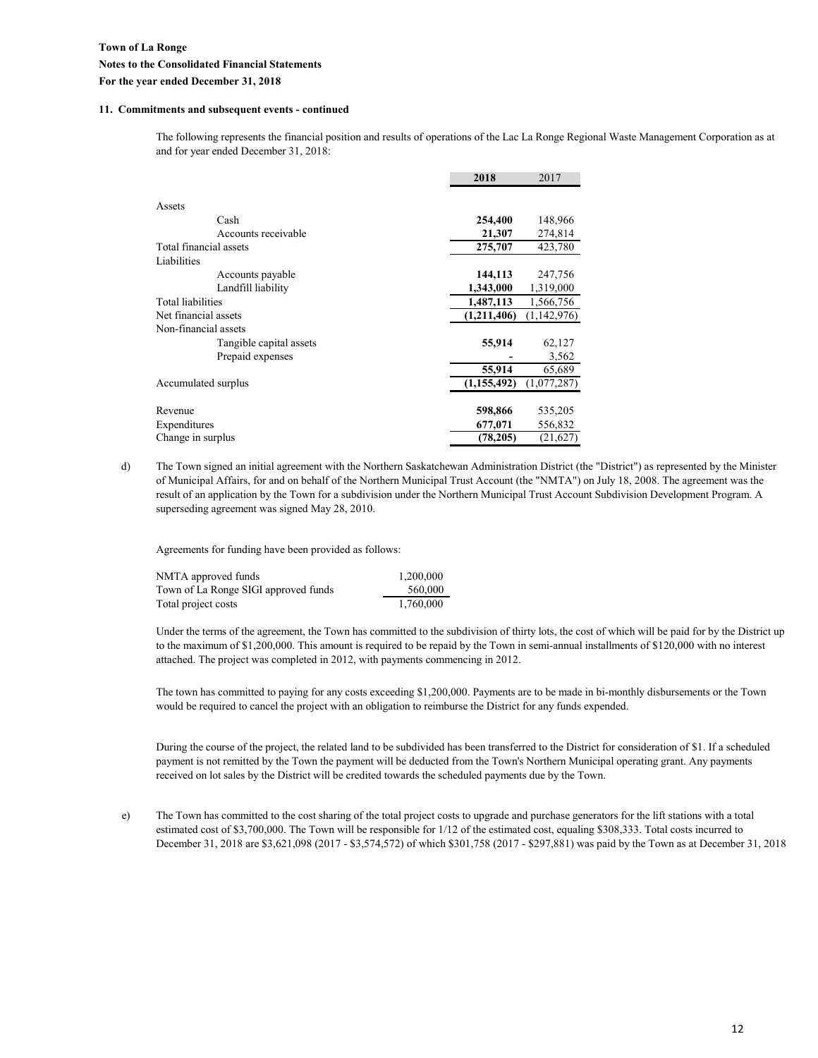**Town of La Ronge**

**Notes to the Consolidated Financial Statements**

**For the year ended December 31, 2018**

**11. Commitments and subsequent events - continued**

The following represents the financial position and results of operations of the Lac La Ronge Regional Waste Management Corporation as at and for year ended December 31, 2018:

| | **2018** | 2017 |
|---|---|---|
| Assets | | |
| Cash | **254,400** | 148,966 |
| Accounts receivable | **21,307** | 274,814 |
| Total financial assets | **275,707** | 423,780 |
| Liabilities | | |
| Accounts payable | **144,113** | 247,756 |
| Landfill liability | **1,343,000** | 1,319,000 |
| Total liabilities | **1,487,113** | 1,566,756 |
| Net financial assets | **(1,211,406)** | (1,142,976) |
| Non-financial assets | | |
| Tangible capital assets | **55,914** | 62,127 |
| Prepaid expenses | **-** | 3,562 |
| | **55,914** | 65,689 |
| Accumulated surplus | **(1,155,492)** | (1,077,287) |
| | | |
| Revenue | **598,866** | 535,205 |
| Expenditures | **677,071** | 556,832 |
| Change in surplus | **(78,205)** | (21,627) |

d) The Town signed an initial agreement with the Northern Saskatchewan Administration District (the "District") as represented by the Minister of Municipal Affairs, for and on behalf of the Northern Municipal Trust Account (the "NMTA") on July 18, 2008. The agreement was the result of an application by the Town for a subdivision under the Northern Municipal Trust Account Subdivision Development Program. A superseding agreement was signed May 28, 2010.

Agreements for funding have been provided as follows:

| | |
|---|---|
| NMTA approved funds | 1,200,000 |
| Town of La Ronge SIGI approved funds | 560,000 |
| Total project costs | 1,760,000 |

Under the terms of the agreement, the Town has committed to the subdivision of thirty lots, the cost of which will be paid for by the District up to the maximum of $1,200,000. This amount is required to be repaid by the Town in semi-annual installments of $120,000 with no interest attached. The project was completed in 2012, with payments commencing in 2012.

The town has committed to paying for any costs exceeding $1,200,000. Payments are to be made in bi-monthly disbursements or the Town would be required to cancel the project with an obligation to reimburse the District for any funds expended.

During the course of the project, the related land to be subdivided has been transferred to the District for consideration of $1. If a scheduled payment is not remitted by the Town the payment will be deducted from the Town's Northern Municipal operating grant. Any payments received on lot sales by the District will be credited towards the scheduled payments due by the Town.

e) The Town has committed to the cost sharing of the total project costs to upgrade and purchase generators for the lift stations with a total estimated cost of $3,700,000. The Town will be responsible for 1/12 of the estimated cost, equaling $308,333. Total costs incurred to December 31, 2018 are $3,621,098 (2017 - $3,574,572) of which $301,758 (2017 - $297,881) was paid by the Town as at December 31, 2018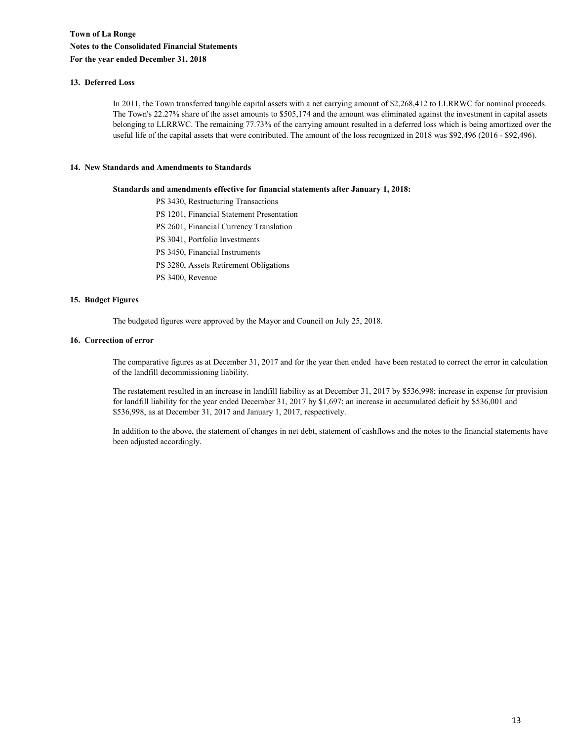**Town of La Ronge**

**Notes to the Consolidated Financial Statements**

**For the year ended December 31, 2018**

**13. Deferred Loss**

In 2011, the Town transferred tangible capital assets with a net carrying amount of $2,268,412 to LLRRWC for nominal proceeds. The Town's 22.27% share of the asset amounts to $505,174 and the amount was eliminated against the investment in capital assets belonging to LLRRWC. The remaining 77.73% of the carrying amount resulted in a deferred loss which is being amortized over the useful life of the capital assets that were contributed. The amount of the loss recognized in 2018 was $92,496 (2016 - $92,496).

**14. New Standards and Amendments to Standards**

**Standards and amendments effective for financial statements after January 1, 2018:**

PS 3430, Restructuring Transactions
PS 1201, Financial Statement Presentation
PS 2601, Financial Currency Translation
PS 3041, Portfolio Investments
PS 3450, Financial Instruments
PS 3280, Assets Retirement Obligations
PS 3400, Revenue

**15. Budget Figures**

The budgeted figures were approved by the Mayor and Council on July 25, 2018.

**16. Correction of error**

The comparative figures as at December 31, 2017 and for the year then ended have been restated to correct the error in calculation of the landfill decommissioning liability.

The restatement resulted in an increase in landfill liability as at December 31, 2017 by $536,998; increase in expense for provision for landfill liability for the year ended December 31, 2017 by $1,697; an increase in accumulated deficit by $536,001 and $536,998, as at December 31, 2017 and January 1, 2017, respectively.

In addition to the above, the statement of changes in net debt, statement of cashflows and the notes to the financial statements have been adjusted accordingly.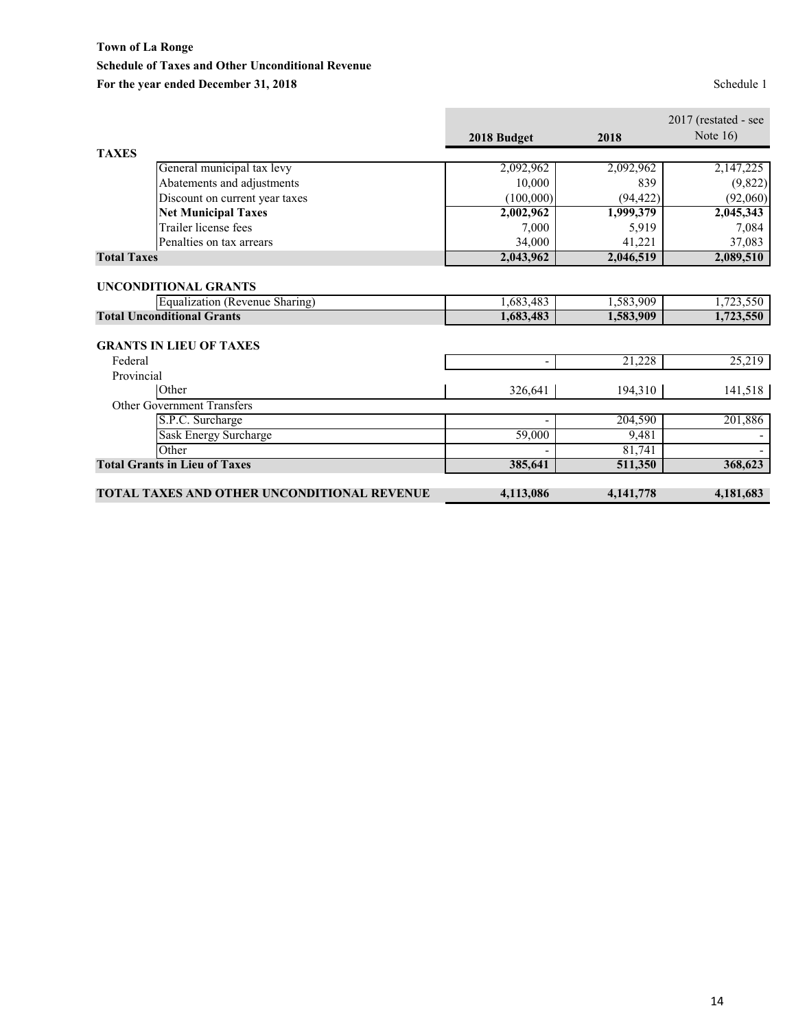**Town of La Ronge**

**Schedule of Taxes and Other Unconditional Revenue**

**For the year ended December 31, 2018**

Schedule 1

| | 2018 Budget | 2018 | 2017 (restated - see Note 16) |
|---|---|---|---|
| **TAXES** | | | |
| General municipal tax levy | 2,092,962 | 2,092,962 | 2,147,225 |
| Abatements and adjustments | 10,000 | 839 | (9,822) |
| Discount on current year taxes | (100,000) | (94,422) | (92,060) |
| **Net Municipal Taxes** | **2,002,962** | **1,999,379** | **2,045,343** |
| Trailer license fees | 7,000 | 5,919 | 7,084 |
| Penalties on tax arrears | 34,000 | 41,221 | 37,083 |
| **Total Taxes** | **2,043,962** | **2,046,519** | **2,089,510** |
| | | | |
| **UNCONDITIONAL GRANTS** | | | |
| Equalization (Revenue Sharing) | 1,683,483 | 1,583,909 | 1,723,550 |
| **Total Unconditional Grants** | **1,683,483** | **1,583,909** | **1,723,550** |
| | | | |
| **GRANTS IN LIEU OF TAXES** | | | |
| Federal | - | 21,228 | 25,219 |
| Provincial | | | |
| Other | 326,641 | 194,310 | 141,518 |
| Other Government Transfers | | | |
| S.P.C. Surcharge | - | 204,590 | 201,886 |
| Sask Energy Surcharge | 59,000 | 9,481 | - |
| Other | - | 81,741 | - |
| **Total Grants in Lieu of Taxes** | **385,641** | **511,350** | **368,623** |
| | | | |
| **TOTAL TAXES AND OTHER UNCONDITIONAL REVENUE** | **4,113,086** | **4,141,778** | **4,181,683** |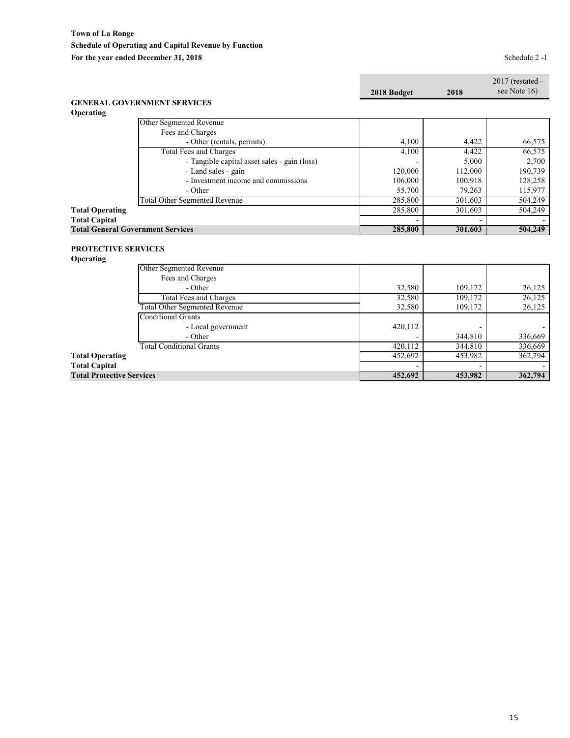**Town of La Ronge**
**Schedule of Operating and Capital Revenue by Function**
**For the year ended December 31, 2018**

Schedule 2 -1

| | 2018 Budget | 2018 | 2017 (restated - see Note 16) |
|---|---|---|---|
| **GENERAL GOVERNMENT SERVICES** | | | |
| **Operating** | | | |
| Other Segmented Revenue | | | |
| Fees and Charges | | | |
| - Other (rentals, permits) | 4,100 | 4,422 | 66,575 |
| Total Fees and Charges | 4,100 | 4,422 | 66,575 |
| - Tangible capital asset sales - gain (loss) | - | 5,000 | 2,700 |
| - Land sales - gain | 120,000 | 112,000 | 190,739 |
| - Investment income and commissions | 106,000 | 100,918 | 128,258 |
| - Other | 55,700 | 79,263 | 115,977 |
| Total Other Segmented Revenue | 285,800 | 301,603 | 504,249 |
| **Total Operating** | 285,800 | 301,603 | 504,249 |
| **Total Capital** | - | - | - |
| **Total General Government Services** | **285,800** | **301,603** | **504,249** |

| | 2018 Budget | 2018 | 2017 (restated - see Note 16) |
|---|---|---|---|
| **PROTECTIVE SERVICES** | | | |
| **Operating** | | | |
| Other Segmented Revenue | | | |
| Fees and Charges | | | |
| - Other | 32,580 | 109,172 | 26,125 |
| Total Fees and Charges | 32,580 | 109,172 | 26,125 |
| Total Other Segmented Revenue | 32,580 | 109,172 | 26,125 |
| Conditional Grants | | | |
| - Local government | 420,112 | - | - |
| - Other | - | 344,810 | 336,669 |
| Total Conditional Grants | 420,112 | 344,810 | 336,669 |
| **Total Operating** | 452,692 | 453,982 | 362,794 |
| **Total Capital** | - | - | - |
| **Total Protective Services** | **452,692** | **453,982** | **362,794** |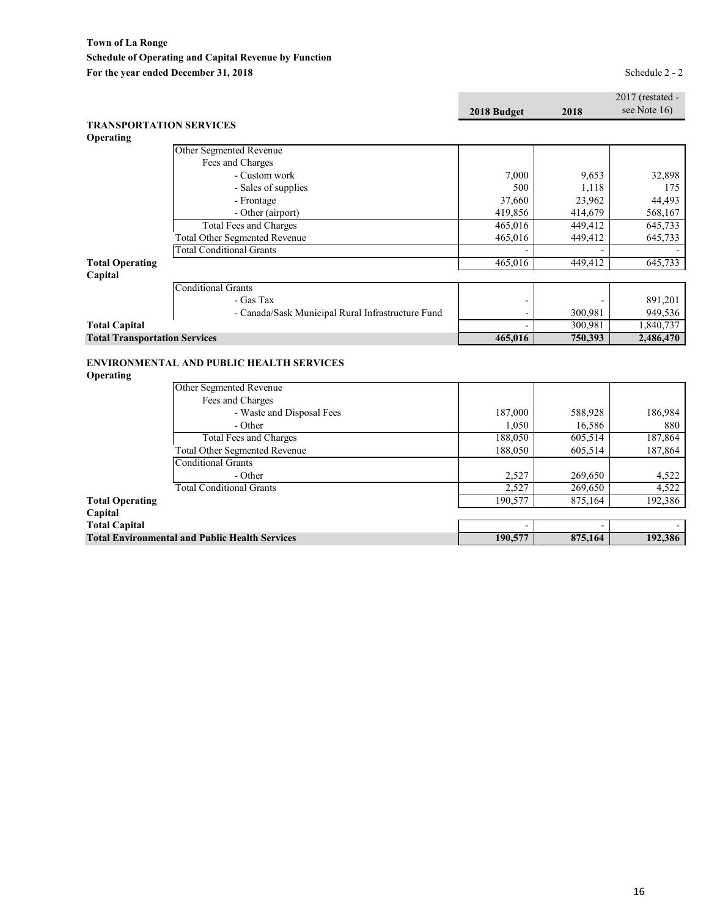**Town of La Ronge**
**Schedule of Operating and Capital Revenue by Function**
**For the year ended December 31, 2018**

Schedule 2 - 2

| | | 2018 Budget | 2018 | 2017 (restated - see Note 16) |
|---|---|---|---|---|
| **TRANSPORTATION SERVICES** | | | | |
| **Operating** | | | | |
| | Other Segmented Revenue | | | |
| | Fees and Charges | | | |
| | - Custom work | 7,000 | 9,653 | 32,898 |
| | - Sales of supplies | 500 | 1,118 | 175 |
| | - Frontage | 37,660 | 23,962 | 44,493 |
| | - Other (airport) | 419,856 | 414,679 | 568,167 |
| | Total Fees and Charges | 465,016 | 449,412 | 645,733 |
| | Total Other Segmented Revenue | 465,016 | 449,412 | 645,733 |
| | Total Conditional Grants | - | - | - |
| **Total Operating** | | 465,016 | 449,412 | 645,733 |
| **Capital** | | | | |
| | Conditional Grants | | | |
| | - Gas Tax | - | - | 891,201 |
| | - Canada/Sask Municipal Rural Infrastructure Fund | - | 300,981 | 949,536 |
| **Total Capital** | | - | 300,981 | 1,840,737 |
| **Total Transportation Services** | | **465,016** | **750,393** | **2,486,470** |

| | | 2018 Budget | 2018 | 2017 (restated - see Note 16) |
|---|---|---|---|---|
| **ENVIRONMENTAL AND PUBLIC HEALTH SERVICES** | | | | |
| **Operating** | | | | |
| | Other Segmented Revenue | | | |
| | Fees and Charges | | | |
| | - Waste and Disposal Fees | 187,000 | 588,928 | 186,984 |
| | - Other | 1,050 | 16,586 | 880 |
| | Total Fees and Charges | 188,050 | 605,514 | 187,864 |
| | Total Other Segmented Revenue | 188,050 | 605,514 | 187,864 |
| | Conditional Grants | | | |
| | - Other | 2,527 | 269,650 | 4,522 |
| | Total Conditional Grants | 2,527 | 269,650 | 4,522 |
| **Total Operating** | | 190,577 | 875,164 | 192,386 |
| **Capital** | | | | |
| **Total Capital** | | - | - | - |
| **Total Environmental and Public Health Services** | | **190,577** | **875,164** | **192,386** |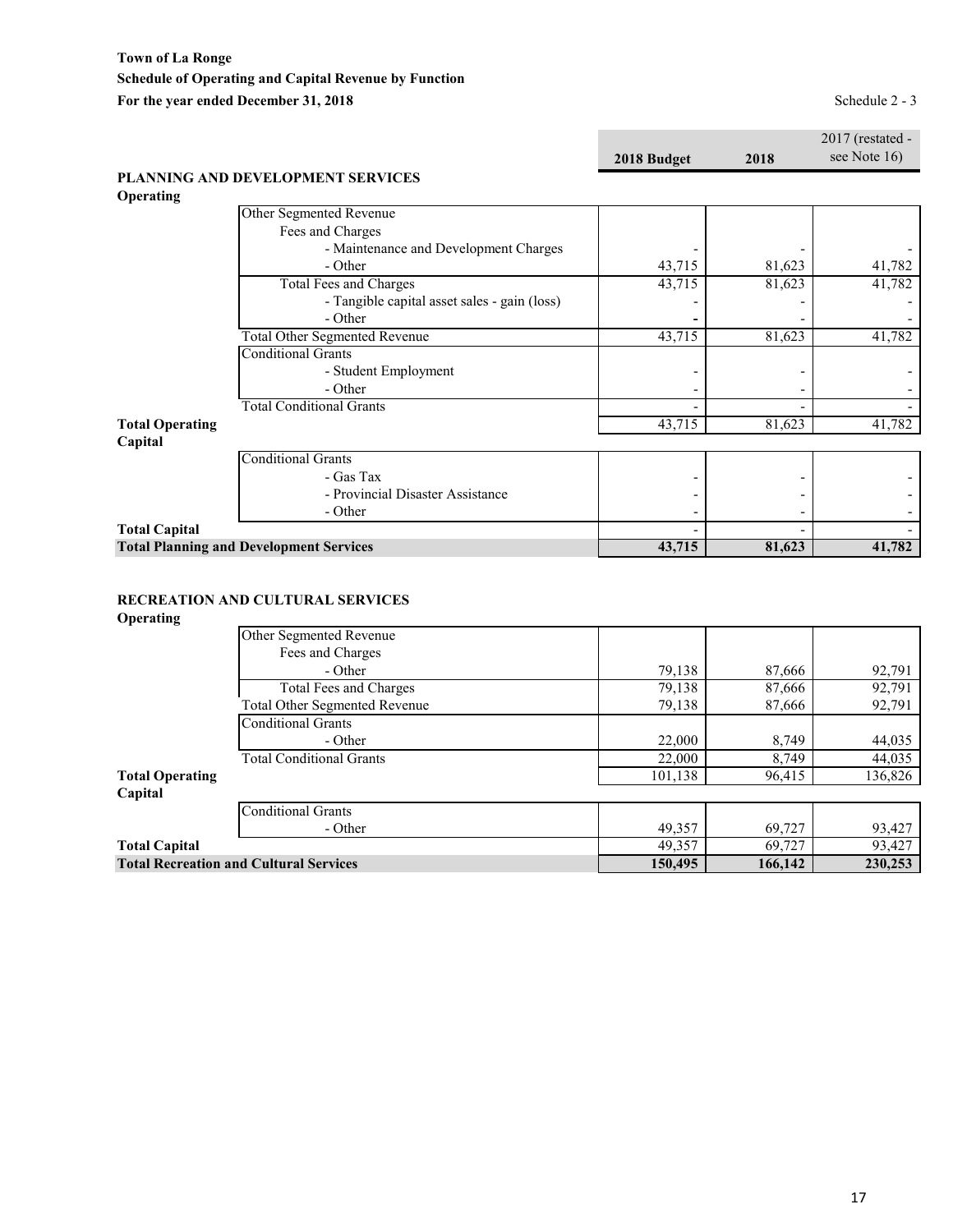**Town of La Ronge**
**Schedule of Operating and Capital Revenue by Function**
**For the year ended December 31, 2018**

Schedule 2 - 3

| | | 2018 Budget | 2018 | 2017 (restated - see Note 16) |
|---|---|---|---|---|
| **PLANNING AND DEVELOPMENT SERVICES** | | | | |
| **Operating** | | | | |
| | Other Segmented Revenue | | | |
| | Fees and Charges | | | |
| | - Maintenance and Development Charges | - | - | - |
| | - Other | 43,715 | 81,623 | 41,782 |
| | Total Fees and Charges | 43,715 | 81,623 | 41,782 |
| | - Tangible capital asset sales - gain (loss) | - | - | - |
| | - Other | - | - | - |
| | Total Other Segmented Revenue | 43,715 | 81,623 | 41,782 |
| | Conditional Grants | | | |
| | - Student Employment | - | - | - |
| | - Other | - | - | - |
| | Total Conditional Grants | - | - | - |
| **Total Operating** | | 43,715 | 81,623 | 41,782 |
| **Capital** | | | | |
| | Conditional Grants | | | |
| | - Gas Tax | - | - | - |
| | - Provincial Disaster Assistance | - | - | - |
| | - Other | - | - | - |
| **Total Capital** | | - | - | - |
| **Total Planning and Development Services** | | **43,715** | **81,623** | **41,782** |

| | | 2018 Budget | 2018 | 2017 (restated - see Note 16) |
|---|---|---|---|---|
| **RECREATION AND CULTURAL SERVICES** | | | | |
| **Operating** | | | | |
| | Other Segmented Revenue | | | |
| | Fees and Charges | | | |
| | - Other | 79,138 | 87,666 | 92,791 |
| | Total Fees and Charges | 79,138 | 87,666 | 92,791 |
| | Total Other Segmented Revenue | 79,138 | 87,666 | 92,791 |
| | Conditional Grants | | | |
| | - Other | 22,000 | 8,749 | 44,035 |
| | Total Conditional Grants | 22,000 | 8,749 | 44,035 |
| **Total Operating** | | 101,138 | 96,415 | 136,826 |
| **Capital** | | | | |
| | Conditional Grants | | | |
| | - Other | 49,357 | 69,727 | 93,427 |
| **Total Capital** | | 49,357 | 69,727 | 93,427 |
| **Total Recreation and Cultural Services** | | **150,495** | **166,142** | **230,253** |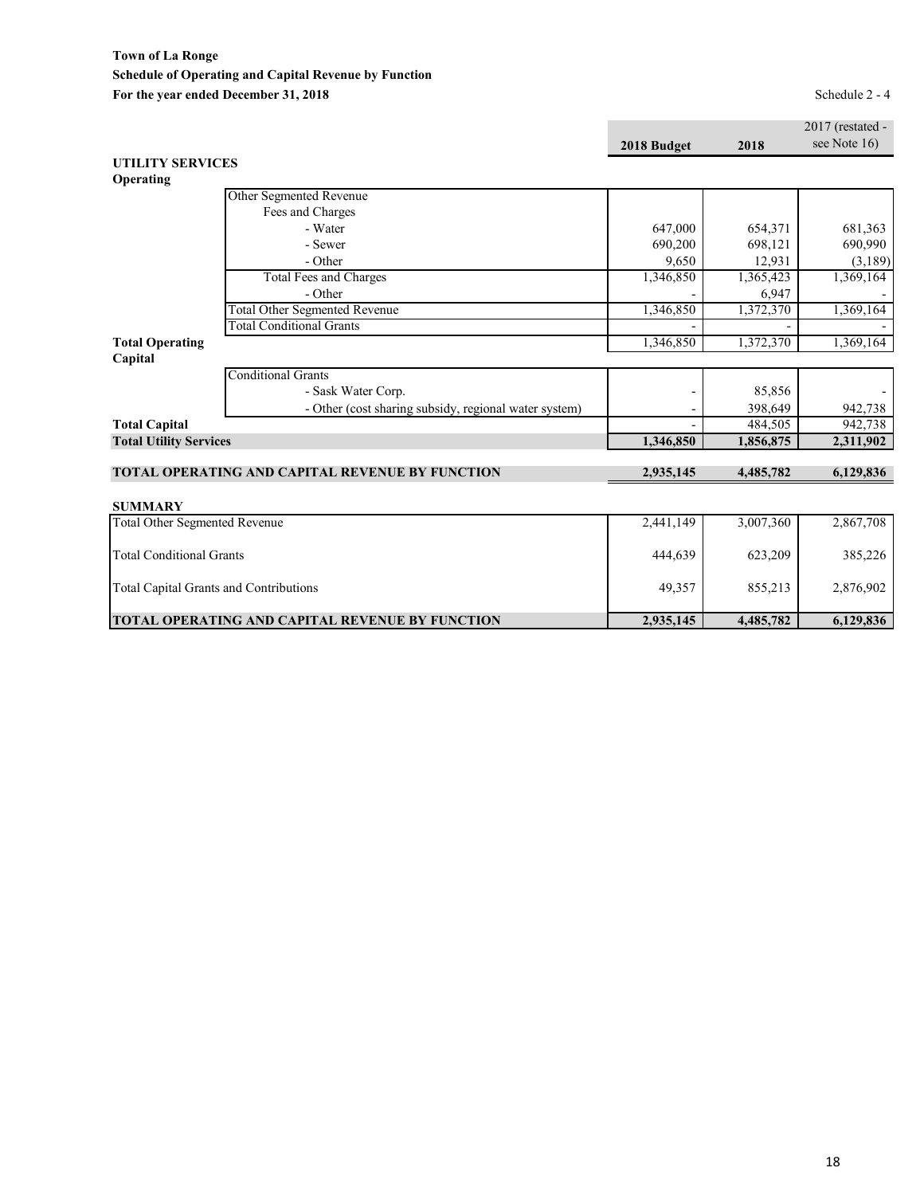**Town of La Ronge**
**Schedule of Operating and Capital Revenue by Function**
**For the year ended December 31, 2018**

Schedule 2 - 4

| | | 2018 Budget | 2018 | 2017 (restated - see Note 16) |
|---|---|---|---|---|
| **UTILITY SERVICES** | | | | |
| **Operating** | | | | |
| | Other Segmented Revenue | | | |
| | Fees and Charges | | | |
| | - Water | 647,000 | 654,371 | 681,363 |
| | - Sewer | 690,200 | 698,121 | 690,990 |
| | - Other | 9,650 | 12,931 | (3,189) |
| | Total Fees and Charges | 1,346,850 | 1,365,423 | 1,369,164 |
| | - Other | - | 6,947 | - |
| | Total Other Segmented Revenue | 1,346,850 | 1,372,370 | 1,369,164 |
| | Total Conditional Grants | - | - | - |
| **Total Operating** | | 1,346,850 | 1,372,370 | 1,369,164 |
| **Capital** | | | | |
| | Conditional Grants | | | |
| | - Sask Water Corp. | - | 85,856 | - |
| | - Other (cost sharing subsidy, regional water system) | - | 398,649 | 942,738 |
| **Total Capital** | | - | 484,505 | 942,738 |
| **Total Utility Services** | | **1,346,850** | **1,856,875** | **2,311,902** |
| | | | | |
| **TOTAL OPERATING AND CAPITAL REVENUE BY FUNCTION** | | **2,935,145** | **4,485,782** | **6,129,836** |

**SUMMARY**

| | 2018 Budget | 2018 | 2017 (restated - see Note 16) |
|---|---|---|---|
| Total Other Segmented Revenue | 2,441,149 | 3,007,360 | 2,867,708 |
| Total Conditional Grants | 444,639 | 623,209 | 385,226 |
| Total Capital Grants and Contributions | 49,357 | 855,213 | 2,876,902 |
| **TOTAL OPERATING AND CAPITAL REVENUE BY FUNCTION** | **2,935,145** | **4,485,782** | **6,129,836** |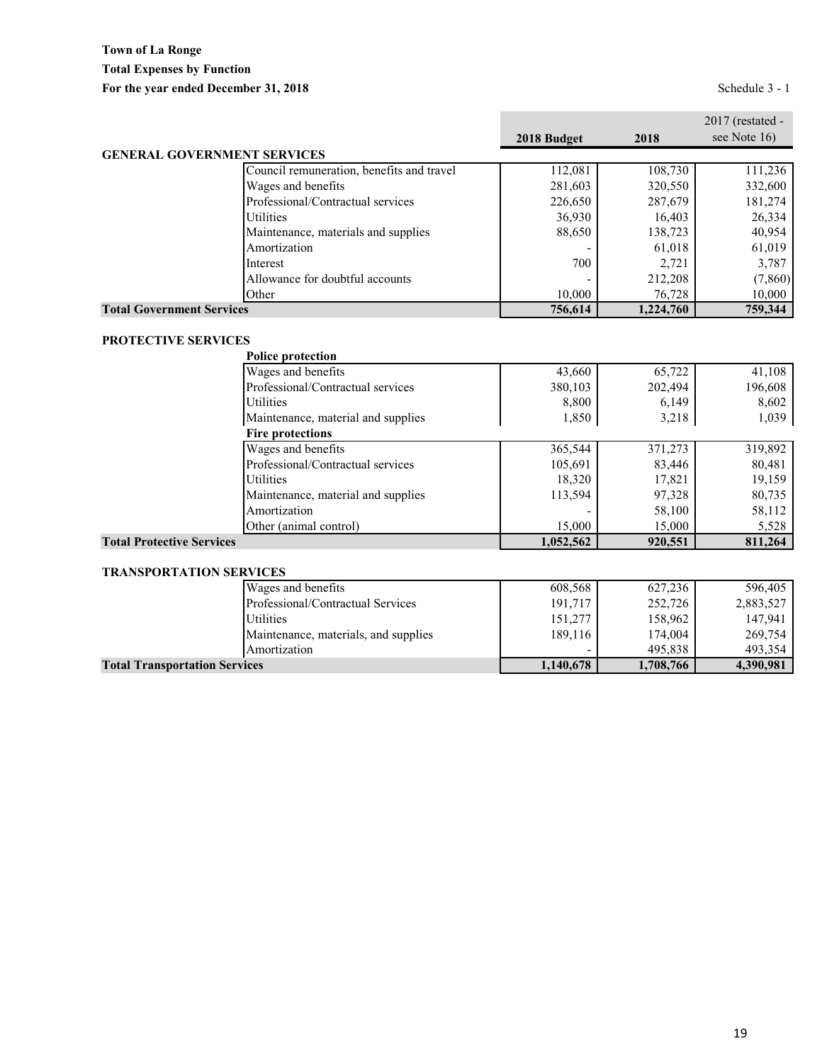**Town of La Ronge**
**Total Expenses by Function**
**For the year ended December 31, 2018**

Schedule 3 - 1

| | | 2018 Budget | 2018 | 2017 (restated - see Note 16) |
|---|---|---|---|---|
| **GENERAL GOVERNMENT SERVICES** | | | | |
| | Council remuneration, benefits and travel | 112,081 | 108,730 | 111,236 |
| | Wages and benefits | 281,603 | 320,550 | 332,600 |
| | Professional/Contractual services | 226,650 | 287,679 | 181,274 |
| | Utilities | 36,930 | 16,403 | 26,334 |
| | Maintenance, materials and supplies | 88,650 | 138,723 | 40,954 |
| | Amortization | - | 61,018 | 61,019 |
| | Interest | 700 | 2,721 | 3,787 |
| | Allowance for doubtful accounts | - | 212,208 | (7,860) |
| | Other | 10,000 | 76,728 | 10,000 |
| **Total Government Services** | | **756,614** | **1,224,760** | **759,344** |
| **PROTECTIVE SERVICES** | | | | |
| | **Police protection** | | | |
| | Wages and benefits | 43,660 | 65,722 | 41,108 |
| | Professional/Contractual services | 380,103 | 202,494 | 196,608 |
| | Utilities | 8,800 | 6,149 | 8,602 |
| | Maintenance, material and supplies | 1,850 | 3,218 | 1,039 |
| | **Fire protections** | | | |
| | Wages and benefits | 365,544 | 371,273 | 319,892 |
| | Professional/Contractual services | 105,691 | 83,446 | 80,481 |
| | Utilities | 18,320 | 17,821 | 19,159 |
| | Maintenance, material and supplies | 113,594 | 97,328 | 80,735 |
| | Amortization | - | 58,100 | 58,112 |
| | Other (animal control) | 15,000 | 15,000 | 5,528 |
| **Total Protective Services** | | **1,052,562** | **920,551** | **811,264** |
| **TRANSPORTATION SERVICES** | | | | |
| | Wages and benefits | 608,568 | 627,236 | 596,405 |
| | Professional/Contractual Services | 191,717 | 252,726 | 2,883,527 |
| | Utilities | 151,277 | 158,962 | 147,941 |
| | Maintenance, materials, and supplies | 189,116 | 174,004 | 269,754 |
| | Amortization | - | 495,838 | 493,354 |
| **Total Transportation Services** | | **1,140,678** | **1,708,766** | **4,390,981** |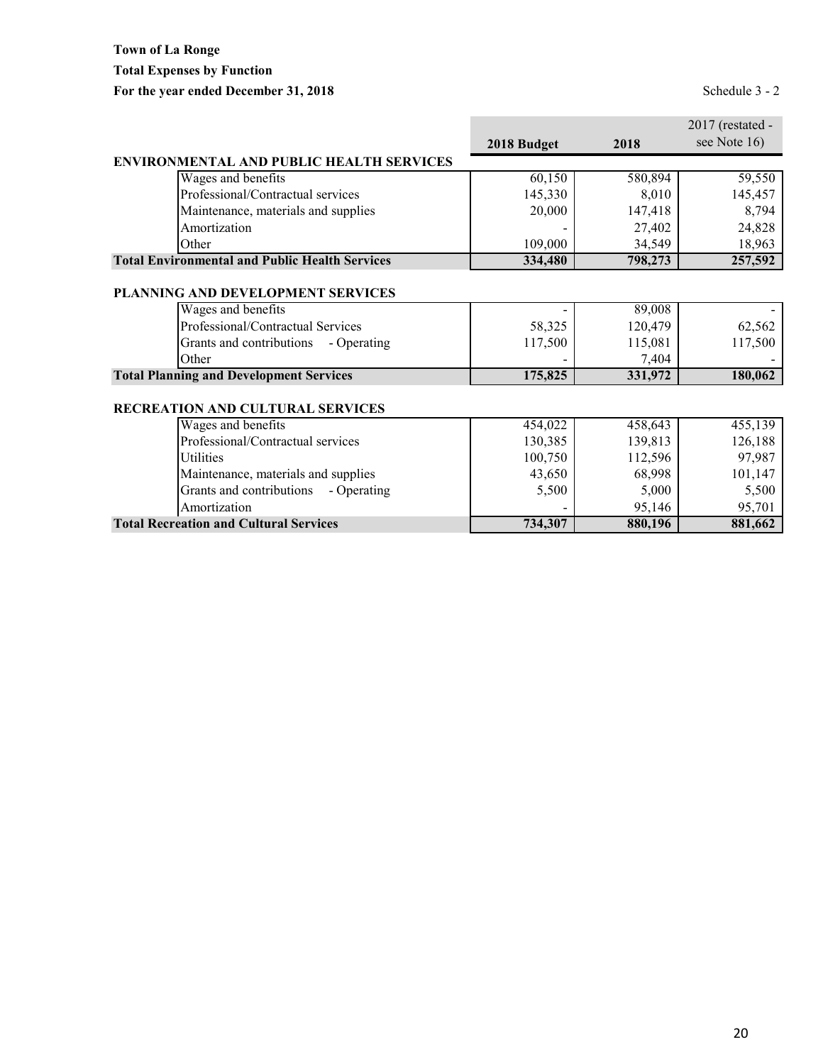**Town of La Ronge**
**Total Expenses by Function**
**For the year ended December 31, 2018**

Schedule 3 - 2

| | 2018 Budget | 2018 | 2017 (restated - see Note 16) |
|---|---|---|---|
| **ENVIRONMENTAL AND PUBLIC HEALTH SERVICES** | | | |
| Wages and benefits | 60,150 | 580,894 | 59,550 |
| Professional/Contractual services | 145,330 | 8,010 | 145,457 |
| Maintenance, materials and supplies | 20,000 | 147,418 | 8,794 |
| Amortization | - | 27,402 | 24,828 |
| Other | 109,000 | 34,549 | 18,963 |
| **Total Environmental and Public Health Services** | **334,480** | **798,273** | **257,592** |
| **PLANNING AND DEVELOPMENT SERVICES** | | | |
| Wages and benefits | - | 89,008 | - |
| Professional/Contractual Services | 58,325 | 120,479 | 62,562 |
| Grants and contributions - Operating | 117,500 | 115,081 | 117,500 |
| Other | - | 7,404 | - |
| **Total Planning and Development Services** | **175,825** | **331,972** | **180,062** |
| **RECREATION AND CULTURAL SERVICES** | | | |
| Wages and benefits | 454,022 | 458,643 | 455,139 |
| Professional/Contractual services | 130,385 | 139,813 | 126,188 |
| Utilities | 100,750 | 112,596 | 97,987 |
| Maintenance, materials and supplies | 43,650 | 68,998 | 101,147 |
| Grants and contributions - Operating | 5,500 | 5,000 | 5,500 |
| Amortization | - | 95,146 | 95,701 |
| **Total Recreation and Cultural Services** | **734,307** | **880,196** | **881,662** |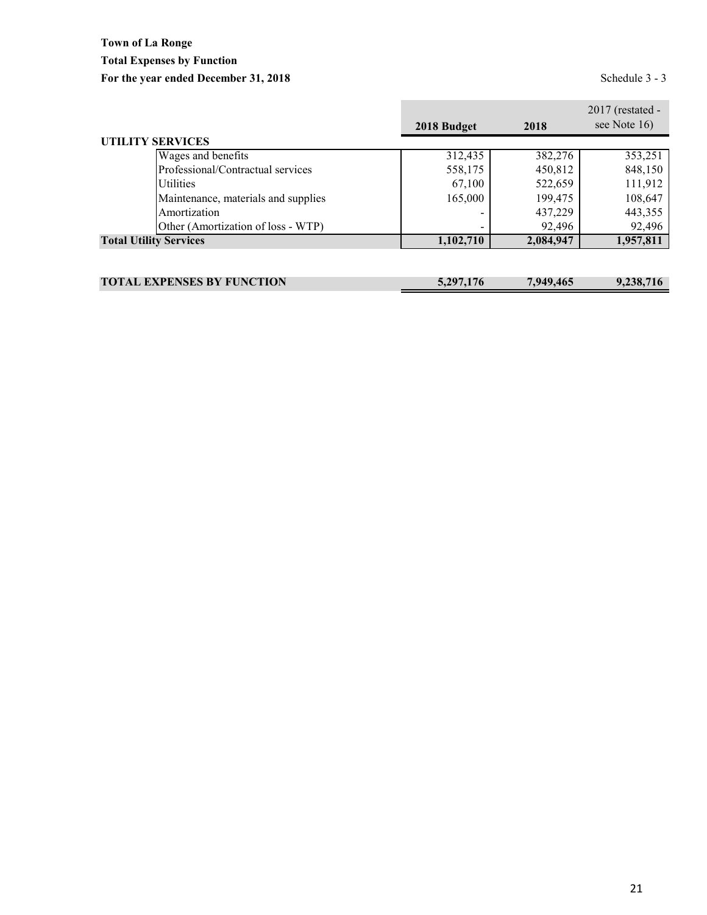**Town of La Ronge**

**Total Expenses by Function**

**For the year ended December 31, 2018**

Schedule 3 - 3

| | 2018 Budget | 2018 | 2017 (restated - see Note 16) |
|---|---|---|---|
| **UTILITY SERVICES** | | | |
| Wages and benefits | 312,435 | 382,276 | 353,251 |
| Professional/Contractual services | 558,175 | 450,812 | 848,150 |
| Utilities | 67,100 | 522,659 | 111,912 |
| Maintenance, materials and supplies | 165,000 | 199,475 | 108,647 |
| Amortization | - | 437,229 | 443,355 |
| Other (Amortization of loss - WTP) | - | 92,496 | 92,496 |
| **Total Utility Services** | **1,102,710** | **2,084,947** | **1,957,811** |
| | | | |
| **TOTAL EXPENSES BY FUNCTION** | **5,297,176** | **7,949,465** | **9,238,716** |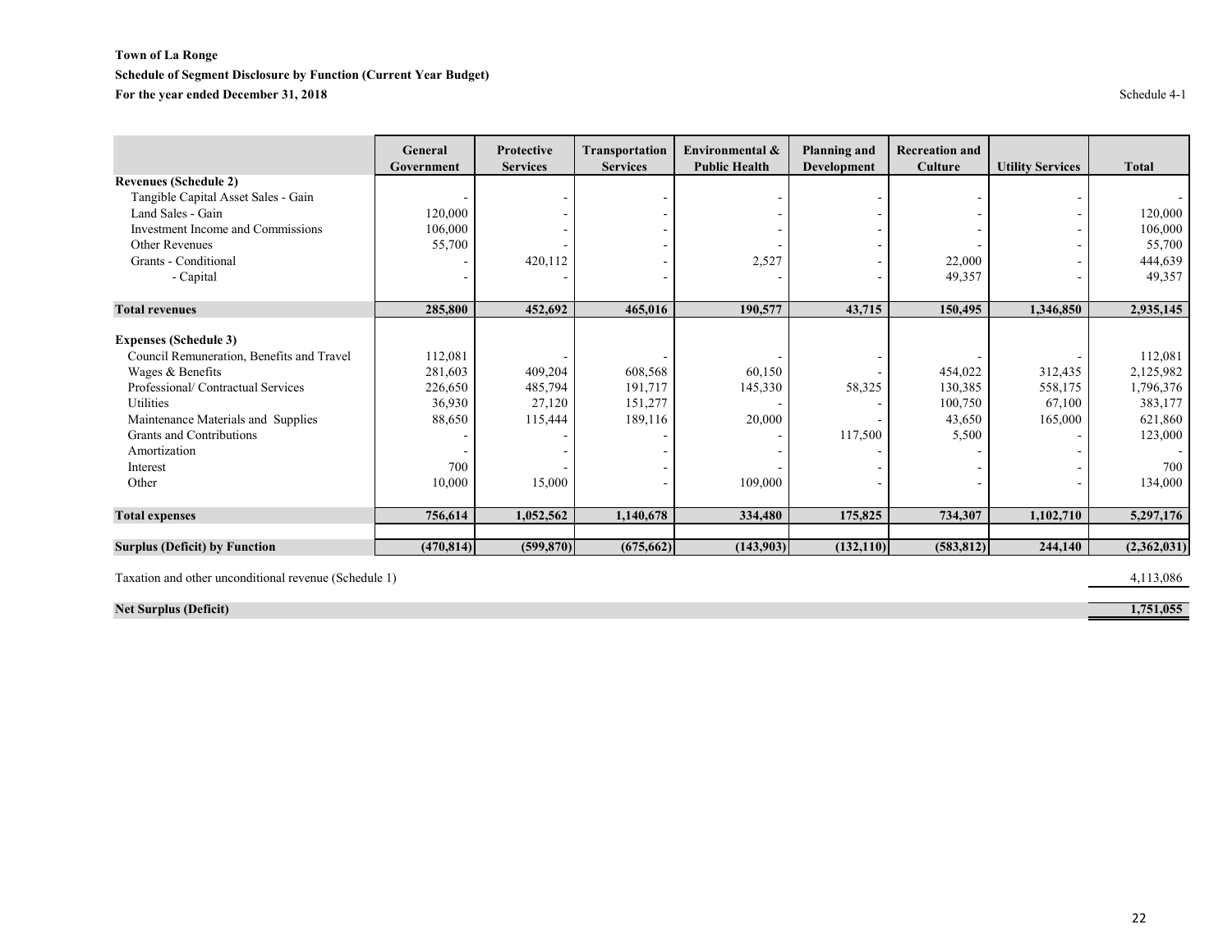**Town of La Ronge**

**Schedule of Segment Disclosure by Function (Current Year Budget)**

**For the year ended December 31, 2018**

Schedule 4-1

| | General Government | Protective Services | Transportation Services | Environmental & Public Health | Planning and Development | Recreation and Culture | Utility Services | Total |
|---|---|---|---|---|---|---|---|---|
| **Revenues (Schedule 2)** | | | | | | | | |
| Tangible Capital Asset Sales - Gain | - | - | - | - | - | - | - | - |
| Land Sales - Gain | 120,000 | - | - | - | - | - | - | 120,000 |
| Investment Income and Commissions | 106,000 | - | - | - | - | - | - | 106,000 |
| Other Revenues | 55,700 | - | - | - | - | - | - | 55,700 |
| Grants - Conditional | - | 420,112 | - | 2,527 | - | 22,000 | - | 444,639 |
| - Capital | - | - | - | - | - | 49,357 | - | 49,357 |
| **Total revenues** | **285,800** | **452,692** | **465,016** | **190,577** | **43,715** | **150,495** | **1,346,850** | **2,935,145** |
| **Expenses (Schedule 3)** | | | | | | | | |
| Council Remuneration, Benefits and Travel | 112,081 | - | - | - | - | - | - | 112,081 |
| Wages & Benefits | 281,603 | 409,204 | 608,568 | 60,150 | - | 454,022 | 312,435 | 2,125,982 |
| Professional/ Contractual Services | 226,650 | 485,794 | 191,717 | 145,330 | 58,325 | 130,385 | 558,175 | 1,796,376 |
| Utilities | 36,930 | 27,120 | 151,277 | - | - | 100,750 | 67,100 | 383,177 |
| Maintenance Materials and Supplies | 88,650 | 115,444 | 189,116 | 20,000 | - | 43,650 | 165,000 | 621,860 |
| Grants and Contributions | - | - | - | - | 117,500 | 5,500 | - | 123,000 |
| Amortization | - | - | - | - | - | - | - | - |
| Interest | 700 | - | - | - | - | - | - | 700 |
| Other | 10,000 | 15,000 | - | 109,000 | - | - | - | 134,000 |
| **Total expenses** | **756,614** | **1,052,562** | **1,140,678** | **334,480** | **175,825** | **734,307** | **1,102,710** | **5,297,176** |
| **Surplus (Deficit) by Function** | **(470,814)** | **(599,870)** | **(675,662)** | **(143,903)** | **(132,110)** | **(583,812)** | **244,140** | **(2,362,031)** |
| Taxation and other unconditional revenue (Schedule 1) | | | | | | | | 4,113,086 |
| **Net Surplus (Deficit)** | | | | | | | | **1,751,055** |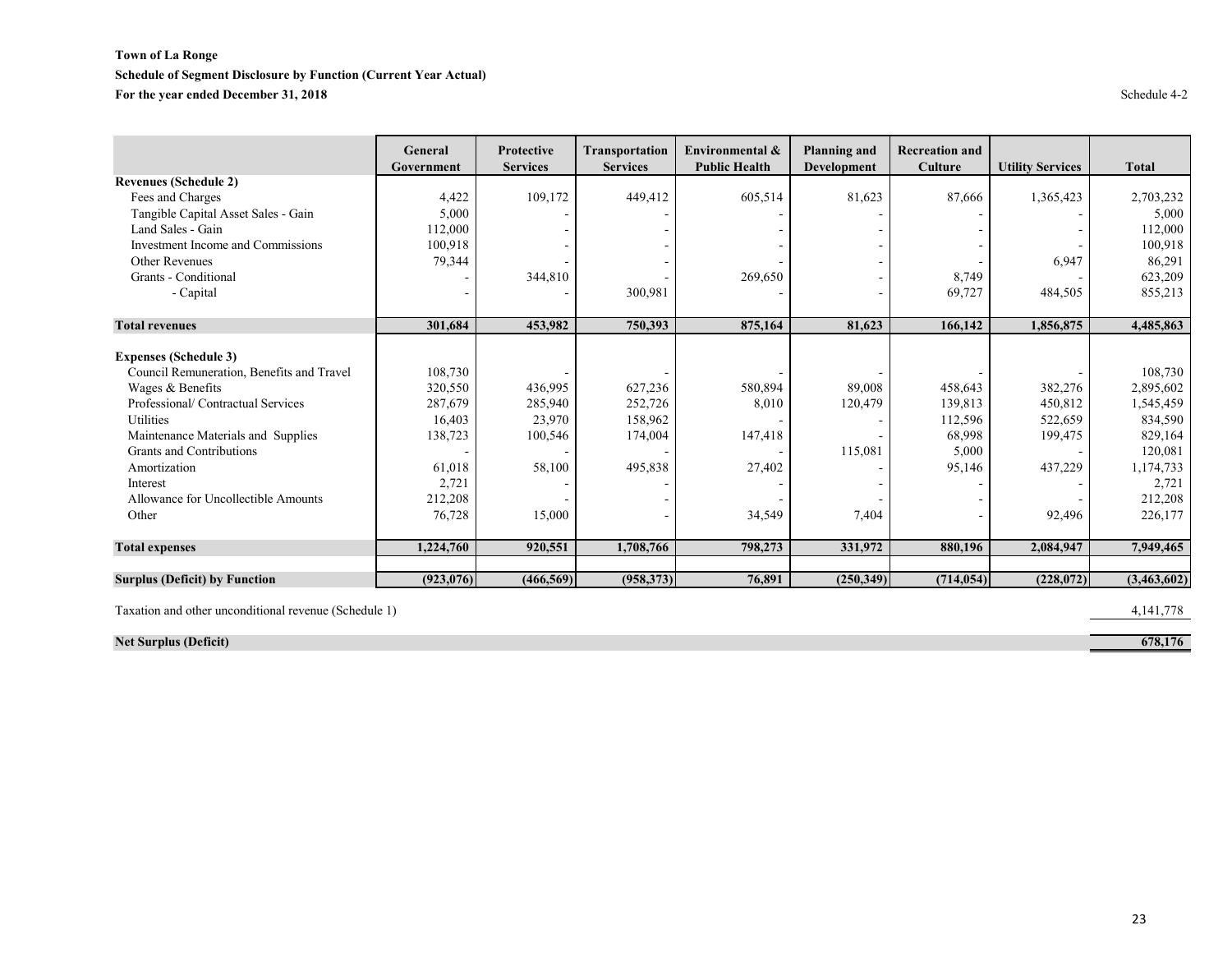**Town of La Ronge**

**Schedule of Segment Disclosure by Function (Current Year Actual)**

**For the year ended December 31, 2018**

Schedule 4-2

| | General Government | Protective Services | Transportation Services | Environmental & Public Health | Planning and Development | Recreation and Culture | Utility Services | Total |
|---|---|---|---|---|---|---|---|---|
| **Revenues (Schedule 2)** | | | | | | | | |
| Fees and Charges | 4,422 | 109,172 | 449,412 | 605,514 | 81,623 | 87,666 | 1,365,423 | 2,703,232 |
| Tangible Capital Asset Sales - Gain | 5,000 | - | - | - | - | - | - | 5,000 |
| Land Sales - Gain | 112,000 | - | - | - | - | - | - | 112,000 |
| Investment Income and Commissions | 100,918 | - | - | - | - | - | - | 100,918 |
| Other Revenues | 79,344 | - | - | - | - | - | 6,947 | 86,291 |
| Grants - Conditional | - | 344,810 | - | 269,650 | - | 8,749 | - | 623,209 |
| - Capital | - | - | 300,981 | - | - | 69,727 | 484,505 | 855,213 |
| **Total revenues** | **301,684** | **453,982** | **750,393** | **875,164** | **81,623** | **166,142** | **1,856,875** | **4,485,863** |
| **Expenses (Schedule 3)** | | | | | | | | |
| Council Remuneration, Benefits and Travel | 108,730 | - | - | - | - | - | - | 108,730 |
| Wages & Benefits | 320,550 | 436,995 | 627,236 | 580,894 | 89,008 | 458,643 | 382,276 | 2,895,602 |
| Professional/ Contractual Services | 287,679 | 285,940 | 252,726 | 8,010 | 120,479 | 139,813 | 450,812 | 1,545,459 |
| Utilities | 16,403 | 23,970 | 158,962 | - | - | 112,596 | 522,659 | 834,590 |
| Maintenance Materials and Supplies | 138,723 | 100,546 | 174,004 | 147,418 | - | 68,998 | 199,475 | 829,164 |
| Grants and Contributions | - | - | - | - | 115,081 | 5,000 | - | 120,081 |
| Amortization | 61,018 | 58,100 | 495,838 | 27,402 | - | 95,146 | 437,229 | 1,174,733 |
| Interest | 2,721 | - | - | - | - | - | - | 2,721 |
| Allowance for Uncollectible Amounts | 212,208 | - | - | - | - | - | - | 212,208 |
| Other | 76,728 | 15,000 | - | 34,549 | 7,404 | - | 92,496 | 226,177 |
| **Total expenses** | **1,224,760** | **920,551** | **1,708,766** | **798,273** | **331,972** | **880,196** | **2,084,947** | **7,949,465** |
| **Surplus (Deficit) by Function** | **(923,076)** | **(466,569)** | **(958,373)** | **76,891** | **(250,349)** | **(714,054)** | **(228,072)** | **(3,463,602)** |
| Taxation and other unconditional revenue (Schedule 1) | | | | | | | | 4,141,778 |
| **Net Surplus (Deficit)** | | | | | | | | **678,176** |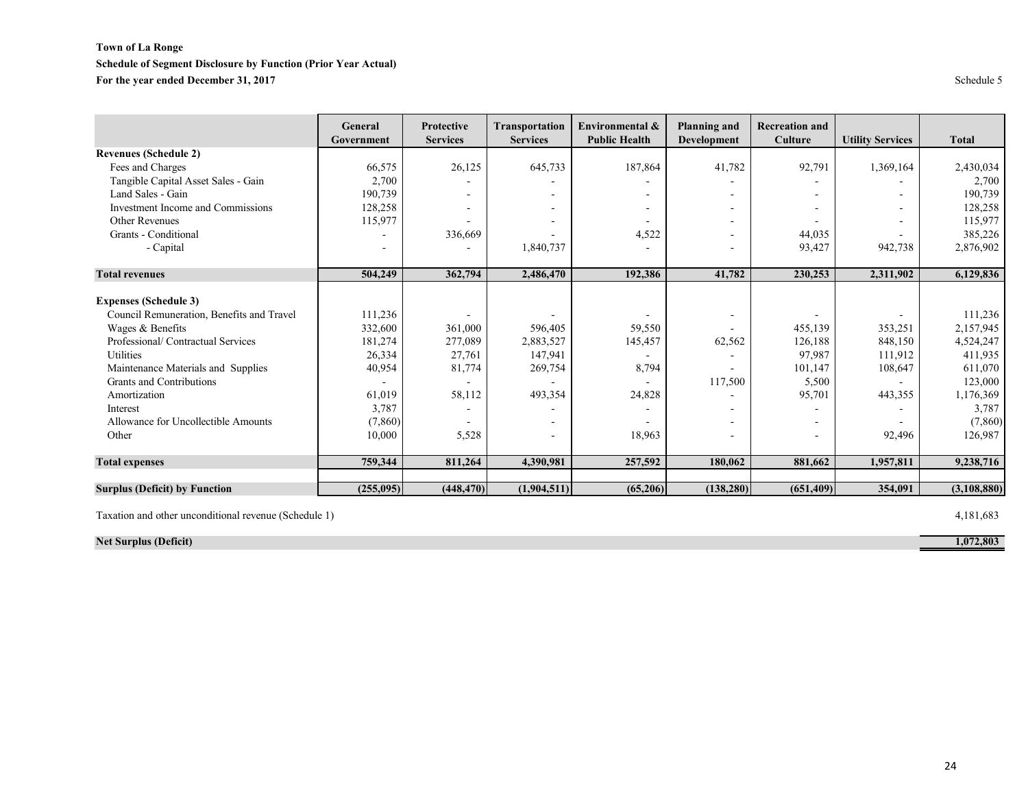**Town of La Ronge**
**Schedule of Segment Disclosure by Function (Prior Year Actual)**
**For the year ended December 31, 2017**

Schedule 5

| | General Government | Protective Services | Transportation Services | Environmental & Public Health | Planning and Development | Recreation and Culture | Utility Services | Total |
|---|---|---|---|---|---|---|---|---|
| **Revenues (Schedule 2)** | | | | | | | | |
| Fees and Charges | 66,575 | 26,125 | 645,733 | 187,864 | 41,782 | 92,791 | 1,369,164 | 2,430,034 |
| Tangible Capital Asset Sales - Gain | 2,700 | - | - | - | - | - | - | 2,700 |
| Land Sales - Gain | 190,739 | - | - | - | - | - | - | 190,739 |
| Investment Income and Commissions | 128,258 | - | - | - | - | - | - | 128,258 |
| Other Revenues | 115,977 | - | - | - | - | - | - | 115,977 |
| Grants - Conditional | - | 336,669 | - | 4,522 | - | 44,035 | - | 385,226 |
| - Capital | - | - | 1,840,737 | - | - | 93,427 | 942,738 | 2,876,902 |
| **Total revenues** | **504,249** | **362,794** | **2,486,470** | **192,386** | **41,782** | **230,253** | **2,311,902** | **6,129,836** |
| **Expenses (Schedule 3)** | | | | | | | | |
| Council Remuneration, Benefits and Travel | 111,236 | - | - | - | - | - | - | 111,236 |
| Wages & Benefits | 332,600 | 361,000 | 596,405 | 59,550 | - | 455,139 | 353,251 | 2,157,945 |
| Professional/ Contractual Services | 181,274 | 277,089 | 2,883,527 | 145,457 | 62,562 | 126,188 | 848,150 | 4,524,247 |
| Utilities | 26,334 | 27,761 | 147,941 | - | - | 97,987 | 111,912 | 411,935 |
| Maintenance Materials and Supplies | 40,954 | 81,774 | 269,754 | 8,794 | - | 101,147 | 108,647 | 611,070 |
| Grants and Contributions | - | - | - | - | 117,500 | 5,500 | - | 123,000 |
| Amortization | 61,019 | 58,112 | 493,354 | 24,828 | - | 95,701 | 443,355 | 1,176,369 |
| Interest | 3,787 | - | - | - | - | - | - | 3,787 |
| Allowance for Uncollectible Amounts | (7,860) | - | - | - | - | - | - | (7,860) |
| Other | 10,000 | 5,528 | - | 18,963 | - | - | 92,496 | 126,987 |
| **Total expenses** | **759,344** | **811,264** | **4,390,981** | **257,592** | **180,062** | **881,662** | **1,957,811** | **9,238,716** |
| **Surplus (Deficit) by Function** | **(255,095)** | **(448,470)** | **(1,904,511)** | **(65,206)** | **(138,280)** | **(651,409)** | **354,091** | **(3,108,880)** |

| | |
|---|---|
| Taxation and other unconditional revenue (Schedule 1) | 4,181,683 |
| **Net Surplus (Deficit)** | **1,072,803** |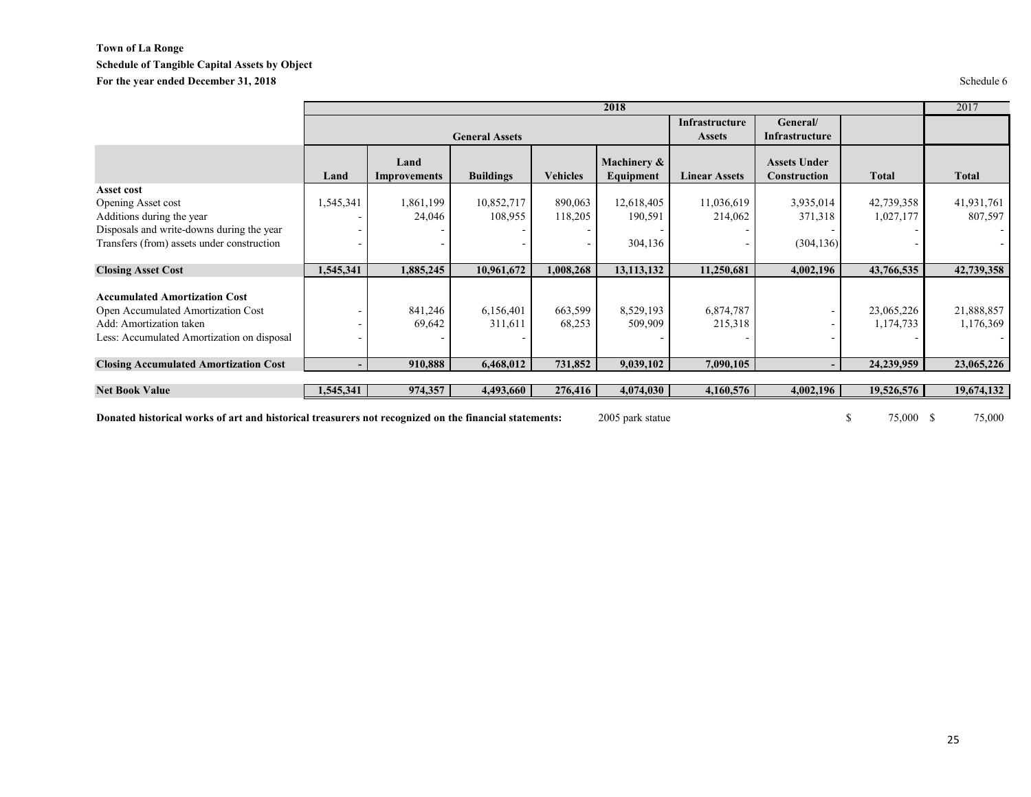**Town of La Ronge**

**Schedule of Tangible Capital Assets by Object**

**For the year ended December 31, 2018**

Schedule 6

| | 2018 | | | | | | | | 2017 |
|---|---|---|---|---|---|---|---|---|---|
| | General Assets | | | | | Infrastructure Assets | General/ Infrastructure | | |
| | **Land** | **Land Improvements** | **Buildings** | **Vehicles** | **Machinery & Equipment** | **Linear Assets** | **Assets Under Construction** | **Total** | **Total** |
| **Asset cost** | | | | | | | | | |
| Opening Asset cost | 1,545,341 | 1,861,199 | 10,852,717 | 890,063 | 12,618,405 | 11,036,619 | 3,935,014 | 42,739,358 | 41,931,761 |
| Additions during the year | - | 24,046 | 108,955 | 118,205 | 190,591 | 214,062 | 371,318 | 1,027,177 | 807,597 |
| Disposals and write-downs during the year | - | - | - | - | - | - | - | - | - |
| Transfers (from) assets under construction | - | - | - | - | 304,136 | - | (304,136) | - | - |
| **Closing Asset Cost** | **1,545,341** | **1,885,245** | **10,961,672** | **1,008,268** | **13,113,132** | **11,250,681** | **4,002,196** | **43,766,535** | **42,739,358** |
| **Accumulated Amortization Cost** | | | | | | | | | |
| Open Accumulated Amortization Cost | - | 841,246 | 6,156,401 | 663,599 | 8,529,193 | 6,874,787 | - | 23,065,226 | 21,888,857 |
| Add: Amortization taken | - | 69,642 | 311,611 | 68,253 | 509,909 | 215,318 | - | 1,174,733 | 1,176,369 |
| Less: Accumulated Amortization on disposal | - | - | - | - | - | - | - | - | - |
| **Closing Accumulated Amortization Cost** | **-** | **910,888** | **6,468,012** | **731,852** | **9,039,102** | **7,090,105** | **-** | **24,239,959** | **23,065,226** |
| **Net Book Value** | **1,545,341** | **974,357** | **4,493,660** | **276,416** | **4,074,030** | **4,160,576** | **4,002,196** | **19,526,576** | **19,674,132** |

**Donated historical works of art and historical treasurers not recognized on the financial statements:** 2005 park statue $ 75,000 $ 75,000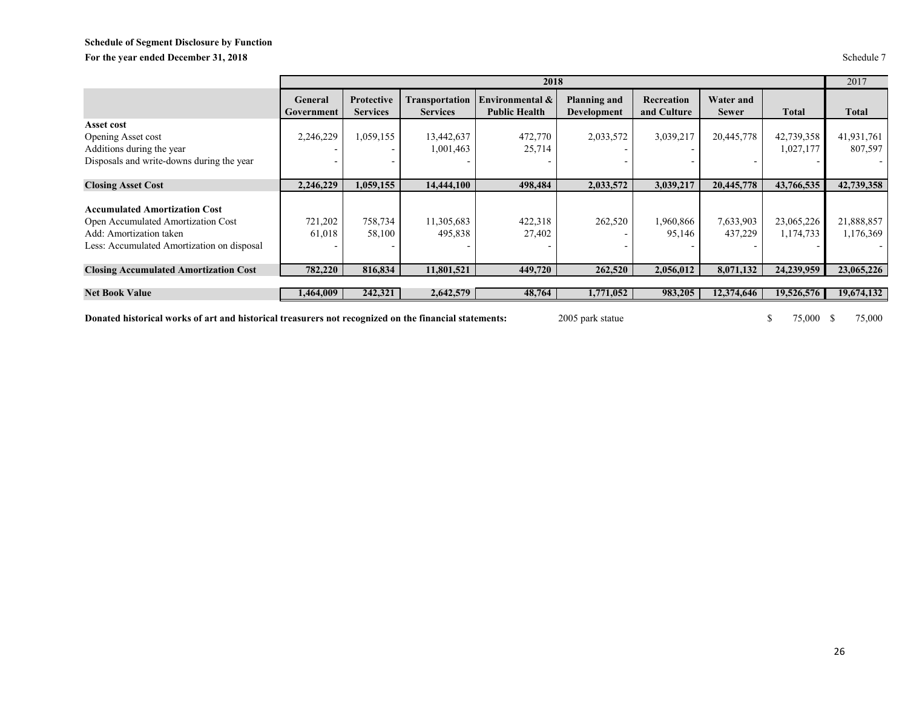**Schedule of Segment Disclosure by Function**

**For the year ended December 31, 2018**

Schedule 7

| | 2018 | | | | | | | | 2017 |
|---|---|---|---|---|---|---|---|---|---|
| | **General Government** | **Protective Services** | **Transportation Services** | **Environmental & Public Health** | **Planning and Development** | **Recreation and Culture** | **Water and Sewer** | **Total** | **Total** |
| **Asset cost** | | | | | | | | | |
| Opening Asset cost | 2,246,229 | 1,059,155 | 13,442,637 | 472,770 | 2,033,572 | 3,039,217 | 20,445,778 | 42,739,358 | 41,931,761 |
| Additions during the year | - | - | 1,001,463 | 25,714 | - | - | | 1,027,177 | 807,597 |
| Disposals and write-downs during the year | - | - | - | - | - | - | - | - | - |
| **Closing Asset Cost** | **2,246,229** | **1,059,155** | **14,444,100** | **498,484** | **2,033,572** | **3,039,217** | **20,445,778** | **43,766,535** | **42,739,358** |
| **Accumulated Amortization Cost** | | | | | | | | | |
| Open Accumulated Amortization Cost | 721,202 | 758,734 | 11,305,683 | 422,318 | 262,520 | 1,960,866 | 7,633,903 | 23,065,226 | 21,888,857 |
| Add: Amortization taken | 61,018 | 58,100 | 495,838 | 27,402 | - | 95,146 | 437,229 | 1,174,733 | 1,176,369 |
| Less: Accumulated Amortization on disposal | - | - | - | - | - | - | - | - | - |
| **Closing Accumulated Amortization Cost** | **782,220** | **816,834** | **11,801,521** | **449,720** | **262,520** | **2,056,012** | **8,071,132** | **24,239,959** | **23,065,226** |
| **Net Book Value** | **1,464,009** | **242,321** | **2,642,579** | **48,764** | **1,771,052** | **983,205** | **12,374,646** | **19,526,576** | **19,674,132** |

**Donated historical works of art and historical treasurers not recognized on the financial statements:** 2005 park statue $ 75,000 $ 75,000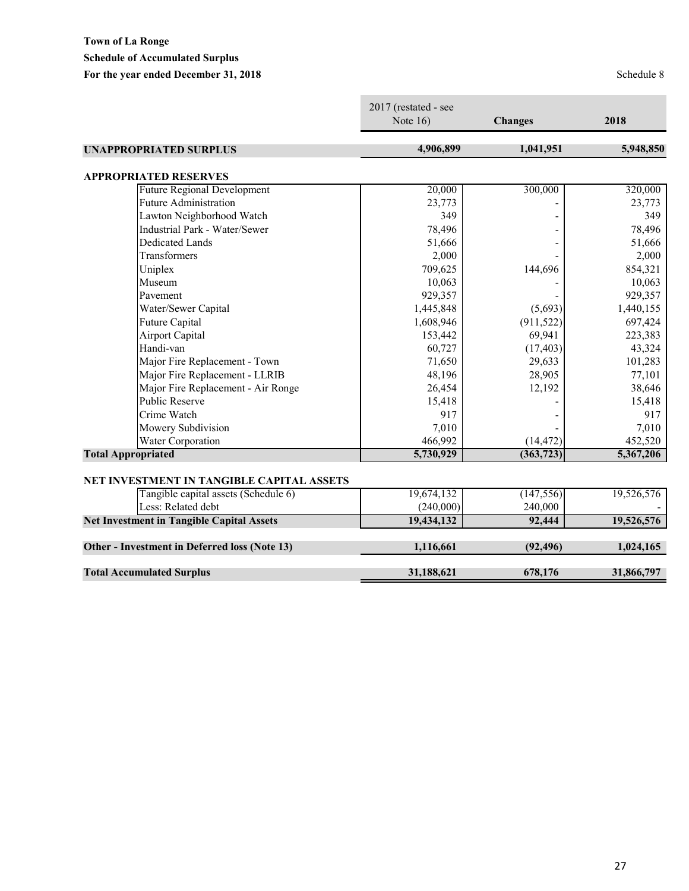**Town of La Ronge**
**Schedule of Accumulated Surplus**
**For the year ended December 31, 2018**

Schedule 8

| | 2017 (restated - see Note 16) | Changes | 2018 |
|---|---|---|---|
| **UNAPPROPRIATED SURPLUS** | **4,906,899** | **1,041,951** | **5,948,850** |
| | | | |
| **APPROPRIATED RESERVES** | | | |
| Future Regional Development | 20,000 | 300,000 | 320,000 |
| Future Administration | 23,773 | - | 23,773 |
| Lawton Neighborhood Watch | 349 | - | 349 |
| Industrial Park - Water/Sewer | 78,496 | - | 78,496 |
| Dedicated Lands | 51,666 | - | 51,666 |
| Transformers | 2,000 | - | 2,000 |
| Uniplex | 709,625 | 144,696 | 854,321 |
| Museum | 10,063 | - | 10,063 |
| Pavement | 929,357 | - | 929,357 |
| Water/Sewer Capital | 1,445,848 | (5,693) | 1,440,155 |
| Future Capital | 1,608,946 | (911,522) | 697,424 |
| Airport Capital | 153,442 | 69,941 | 223,383 |
| Handi-van | 60,727 | (17,403) | 43,324 |
| Major Fire Replacement - Town | 71,650 | 29,633 | 101,283 |
| Major Fire Replacement - LLRIB | 48,196 | 28,905 | 77,101 |
| Major Fire Replacement - Air Ronge | 26,454 | 12,192 | 38,646 |
| Public Reserve | 15,418 | - | 15,418 |
| Crime Watch | 917 | - | 917 |
| Mowery Subdivision | 7,010 | - | 7,010 |
| Water Corporation | 466,992 | (14,472) | 452,520 |
| **Total Appropriated** | **5,730,929** | **(363,723)** | **5,367,206** |
| | | | |
| **NET INVESTMENT IN TANGIBLE CAPITAL ASSETS** | | | |
| Tangible capital assets (Schedule 6) | 19,674,132 | (147,556) | 19,526,576 |
| Less: Related debt | (240,000) | 240,000 | - |
| **Net Investment in Tangible Capital Assets** | **19,434,132** | **92,444** | **19,526,576** |
| | | | |
| **Other - Investment in Deferred loss (Note 13)** | **1,116,661** | **(92,496)** | **1,024,165** |
| | | | |
| **Total Accumulated Surplus** | **31,188,621** | **678,176** | **31,866,797** |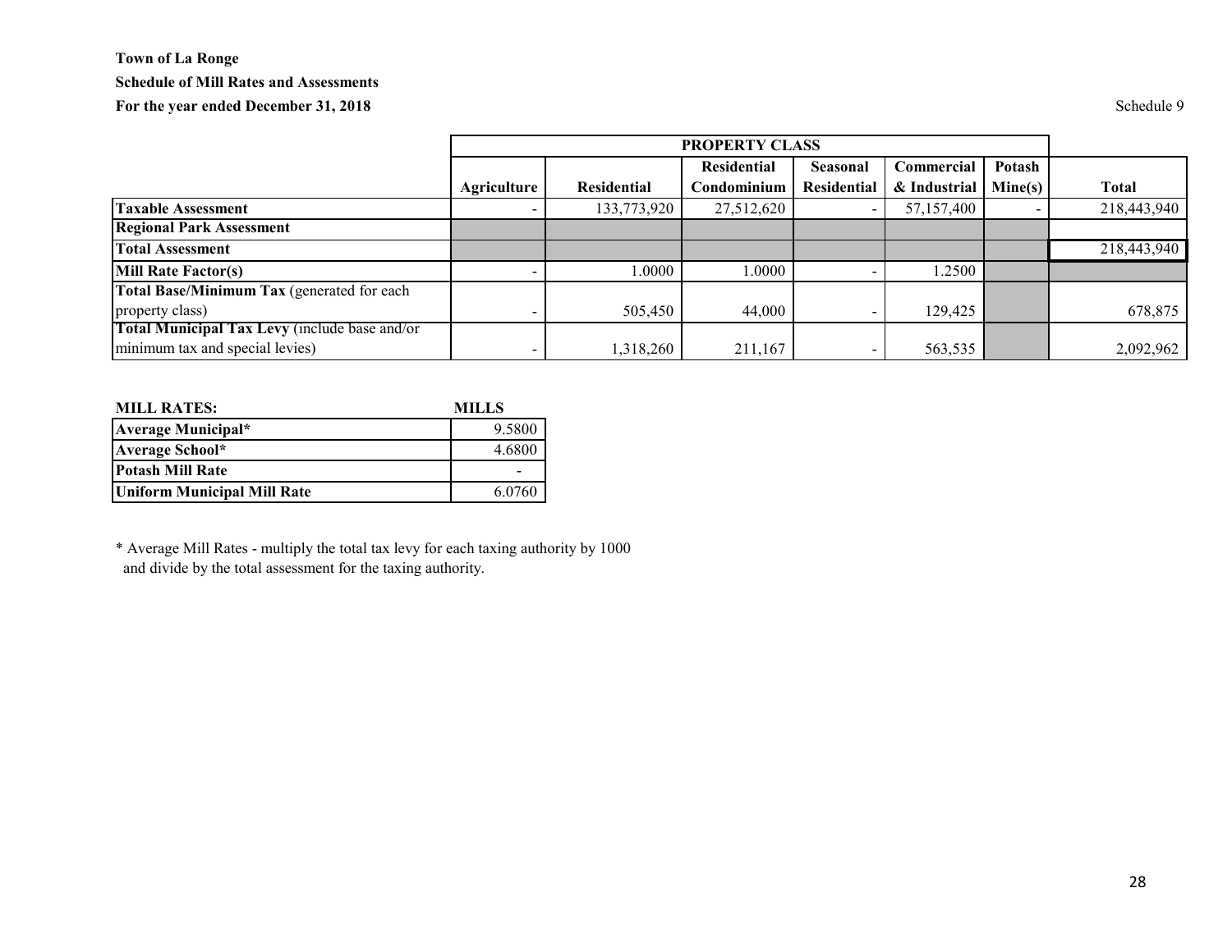**Town of La Ronge**
**Schedule of Mill Rates and Assessments**
**For the year ended December 31, 2018**

Schedule 9

| | PROPERTY CLASS | | | | | | |
|---|---|---|---|---|---|---|---|
| | **Agriculture** | **Residential** | **Residential Condominium** | **Seasonal Residential** | **Commercial & Industrial** | **Potash Mine(s)** | **Total** |
| **Taxable Assessment** | - | 133,773,920 | 27,512,620 | - | 57,157,400 | - | 218,443,940 |
| **Regional Park Assessment** | | | | | | | |
| **Total Assessment** | | | | | | | 218,443,940 |
| **Mill Rate Factor(s)** | - | 1.0000 | 1.0000 | - | 1.2500 | | |
| **Total Base/Minimum Tax** (generated for each property class) | - | 505,450 | 44,000 | - | 129,425 | | 678,875 |
| **Total Municipal Tax Levy** (include base and/or minimum tax and special levies) | - | 1,318,260 | 211,167 | - | 563,535 | | 2,092,962 |

| **MILL RATES:** | **MILLS** |
|---|---|
| **Average Municipal*** | 9.5800 |
| **Average School*** | 4.6800 |
| **Potash Mill Rate** | - |
| **Uniform Municipal Mill Rate** | 6.0760 |

* Average Mill Rates - multiply the total tax levy for each taxing authority by 1000 and divide by the total assessment for the taxing authority.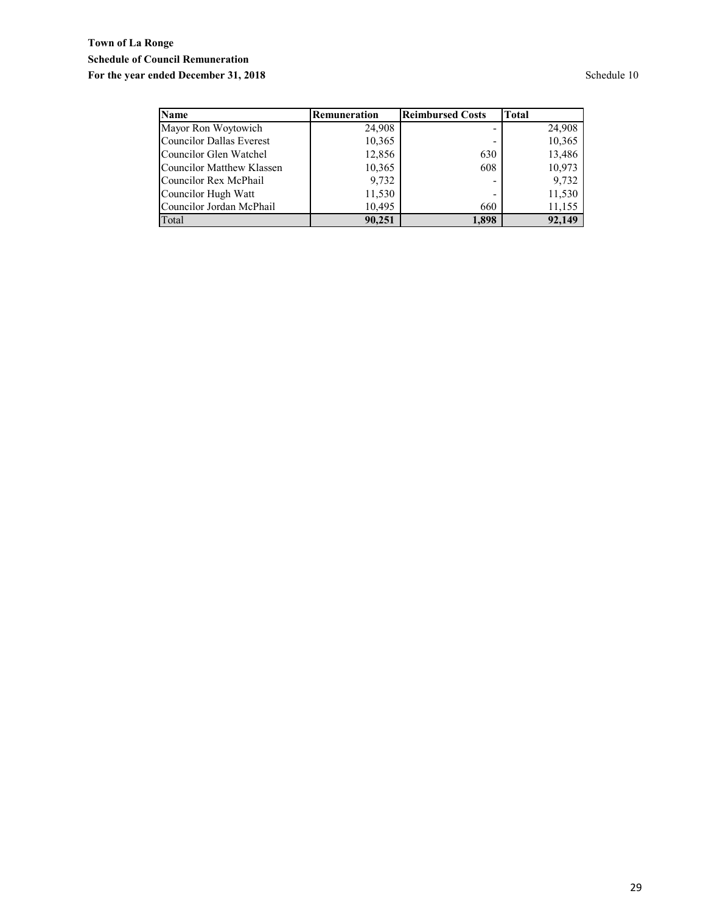**Town of La Ronge**

**Schedule of Council Remuneration**

**For the year ended December 31, 2018** Schedule 10

| Name | Remuneration | Reimbursed Costs | Total |
|---|---|---|---|
| Mayor Ron Woytowich | 24,908 | - | 24,908 |
| Councilor Dallas Everest | 10,365 | - | 10,365 |
| Councilor Glen Watchel | 12,856 | 630 | 13,486 |
| Councilor Matthew Klassen | 10,365 | 608 | 10,973 |
| Councilor Rex McPhail | 9,732 | - | 9,732 |
| Councilor Hugh Watt | 11,530 | - | 11,530 |
| Councilor Jordan McPhail | 10,495 | 660 | 11,155 |
| Total | **90,251** | **1,898** | **92,149** |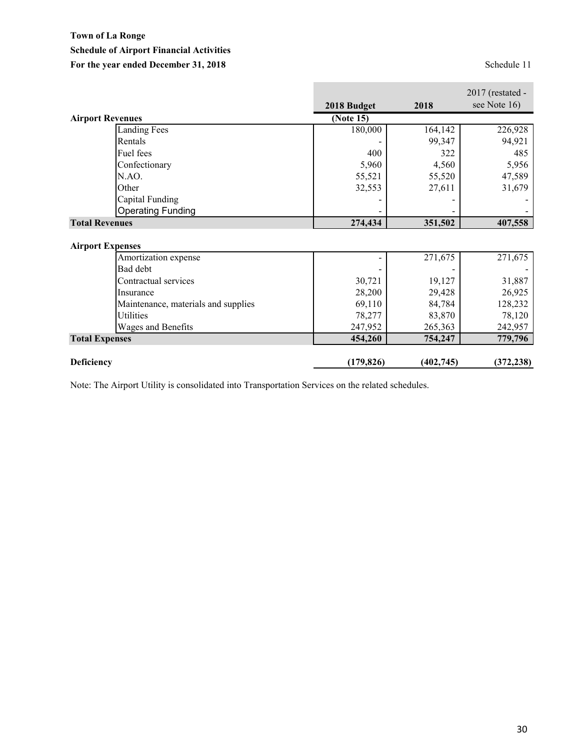**Town of La Ronge**

**Schedule of Airport Financial Activities**

**For the year ended December 31, 2018**

Schedule 11

| | 2018 Budget (Note 15) | 2018 | 2017 (restated - see Note 16) |
|---|---|---|---|
| **Airport Revenues** | | | |
| Landing Fees | 180,000 | 164,142 | 226,928 |
| Rentals | - | 99,347 | 94,921 |
| Fuel fees | 400 | 322 | 485 |
| Confectionary | 5,960 | 4,560 | 5,956 |
| N.AO. | 55,521 | 55,520 | 47,589 |
| Other | 32,553 | 27,611 | 31,679 |
| Capital Funding | - | - | - |
| Operating Funding | - | - | - |
| **Total Revenues** | **274,434** | **351,502** | **407,558** |
| **Airport Expenses** | | | |
| Amortization expense | - | 271,675 | 271,675 |
| Bad debt | - | - | - |
| Contractual services | 30,721 | 19,127 | 31,887 |
| Insurance | 28,200 | 29,428 | 26,925 |
| Maintenance, materials and supplies | 69,110 | 84,784 | 128,232 |
| Utilities | 78,277 | 83,870 | 78,120 |
| Wages and Benefits | 247,952 | 265,363 | 242,957 |
| **Total Expenses** | **454,260** | **754,247** | **779,796** |
| **Deficiency** | **(179,826)** | **(402,745)** | **(372,238)** |

Note: The Airport Utility is consolidated into Transportation Services on the related schedules.